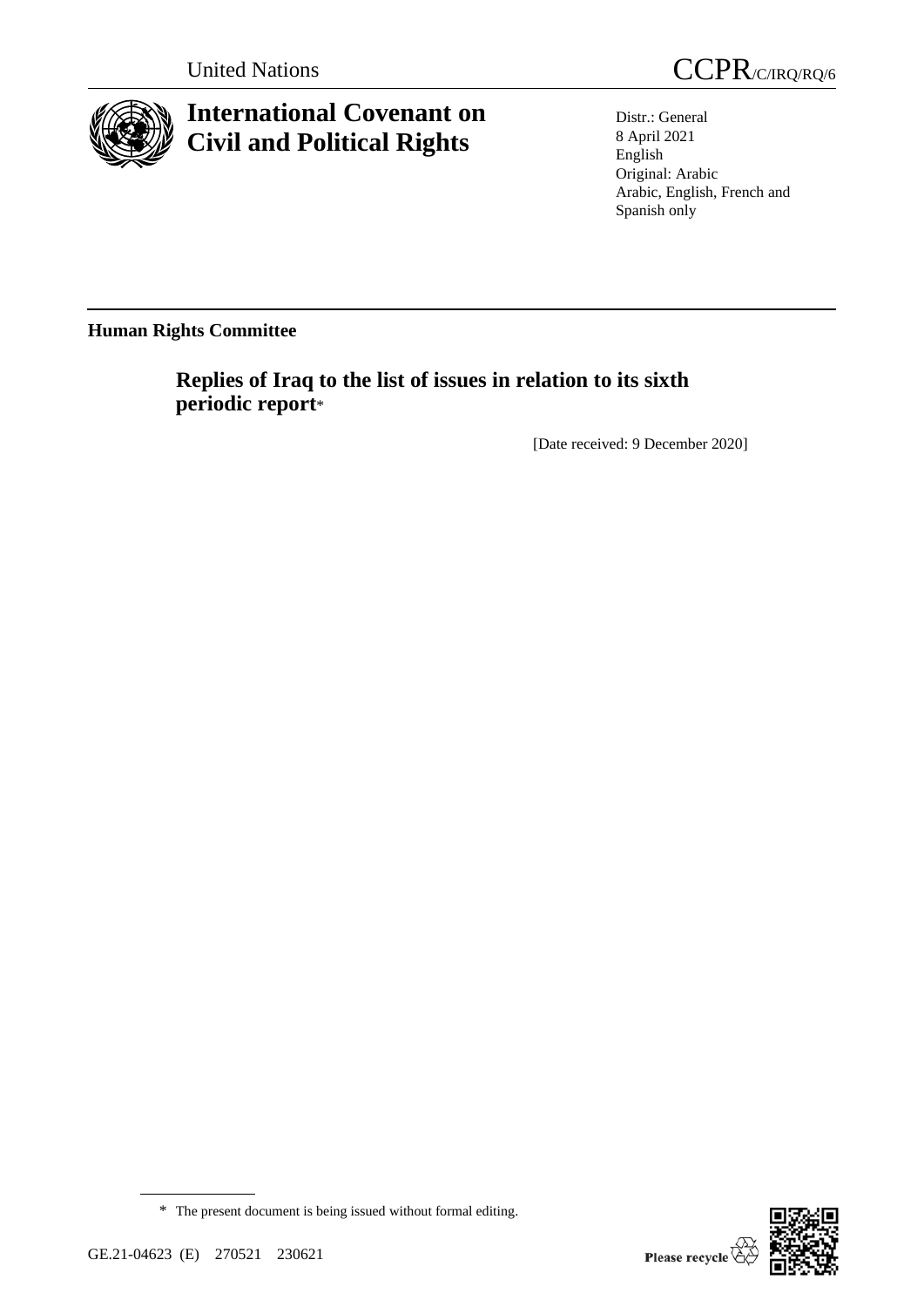United Nations

CCPR/C/IRQ/RQ/6

# International Covenant on Civil and Political Rights

Distr.: General
8 April 2021
English
Original: Arabic
Arabic, English, French and Spanish only

**Human Rights Committee**

## Replies of Iraq to the list of issues in relation to its sixth periodic report*

[Date received: 9 December 2020]

\* The present document is being issued without formal editing.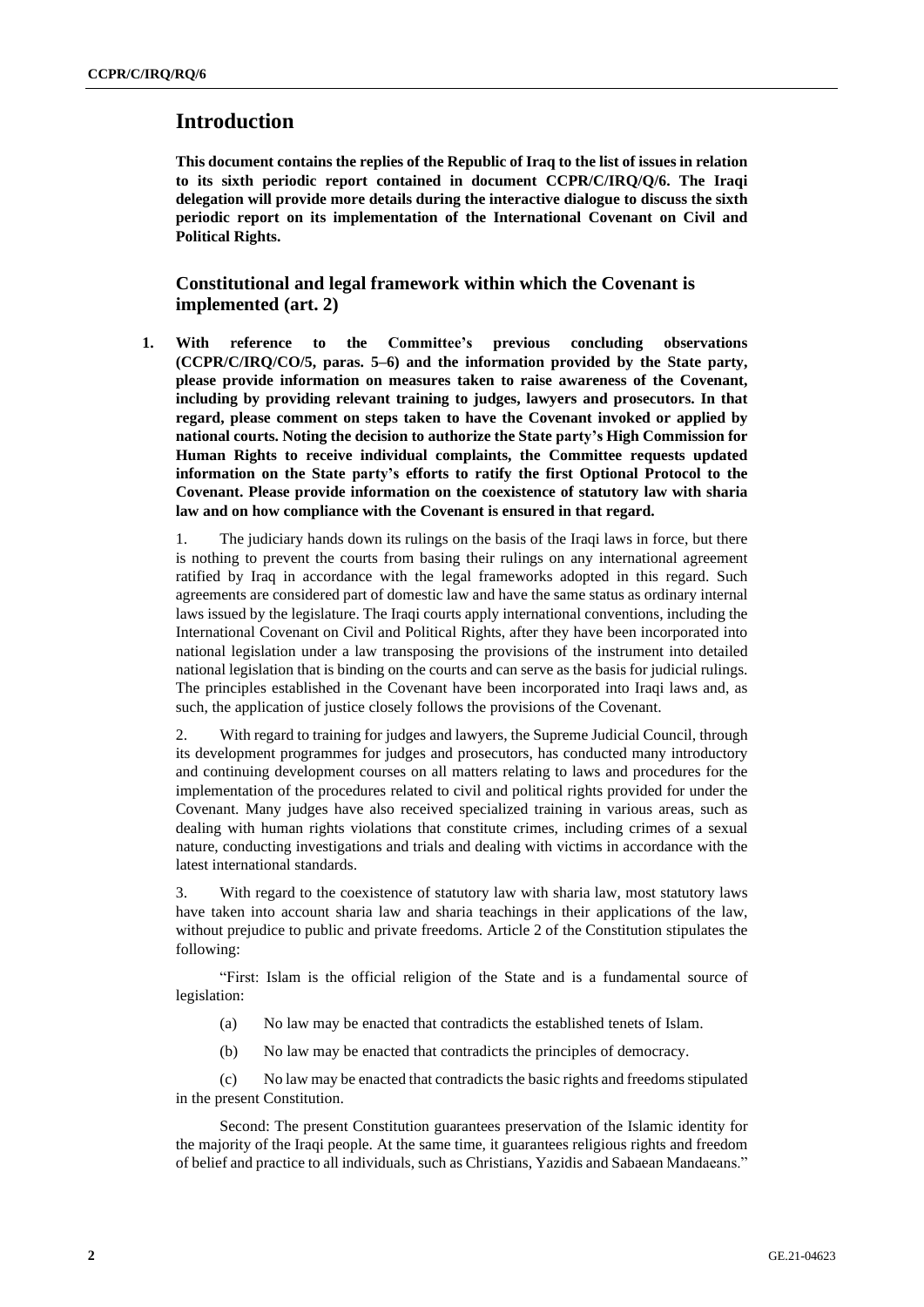# Introduction

**This document contains the replies of the Republic of Iraq to the list of issues in relation to its sixth periodic report contained in document CCPR/C/IRQ/Q/6. The Iraqi delegation will provide more details during the interactive dialogue to discuss the sixth periodic report on its implementation of the International Covenant on Civil and Political Rights.**

## Constitutional and legal framework within which the Covenant is implemented (art. 2)

**1. With reference to the Committee's previous concluding observations (CCPR/C/IRQ/CO/5, paras. 5–6) and the information provided by the State party, please provide information on measures taken to raise awareness of the Covenant, including by providing relevant training to judges, lawyers and prosecutors. In that regard, please comment on steps taken to have the Covenant invoked or applied by national courts. Noting the decision to authorize the State party's High Commission for Human Rights to receive individual complaints, the Committee requests updated information on the State party's efforts to ratify the first Optional Protocol to the Covenant. Please provide information on the coexistence of statutory law with sharia law and on how compliance with the Covenant is ensured in that regard.**

1. The judiciary hands down its rulings on the basis of the Iraqi laws in force, but there is nothing to prevent the courts from basing their rulings on any international agreement ratified by Iraq in accordance with the legal frameworks adopted in this regard. Such agreements are considered part of domestic law and have the same status as ordinary internal laws issued by the legislature. The Iraqi courts apply international conventions, including the International Covenant on Civil and Political Rights, after they have been incorporated into national legislation under a law transposing the provisions of the instrument into detailed national legislation that is binding on the courts and can serve as the basis for judicial rulings. The principles established in the Covenant have been incorporated into Iraqi laws and, as such, the application of justice closely follows the provisions of the Covenant.

2. With regard to training for judges and lawyers, the Supreme Judicial Council, through its development programmes for judges and prosecutors, has conducted many introductory and continuing development courses on all matters relating to laws and procedures for the implementation of the procedures related to civil and political rights provided for under the Covenant. Many judges have also received specialized training in various areas, such as dealing with human rights violations that constitute crimes, including crimes of a sexual nature, conducting investigations and trials and dealing with victims in accordance with the latest international standards.

3. With regard to the coexistence of statutory law with sharia law, most statutory laws have taken into account sharia law and sharia teachings in their applications of the law, without prejudice to public and private freedoms. Article 2 of the Constitution stipulates the following:

"First: Islam is the official religion of the State and is a fundamental source of legislation:

(a) No law may be enacted that contradicts the established tenets of Islam.

(b) No law may be enacted that contradicts the principles of democracy.

(c) No law may be enacted that contradicts the basic rights and freedoms stipulated in the present Constitution.

Second: The present Constitution guarantees preservation of the Islamic identity for the majority of the Iraqi people. At the same time, it guarantees religious rights and freedom of belief and practice to all individuals, such as Christians, Yazidis and Sabaean Mandaeans."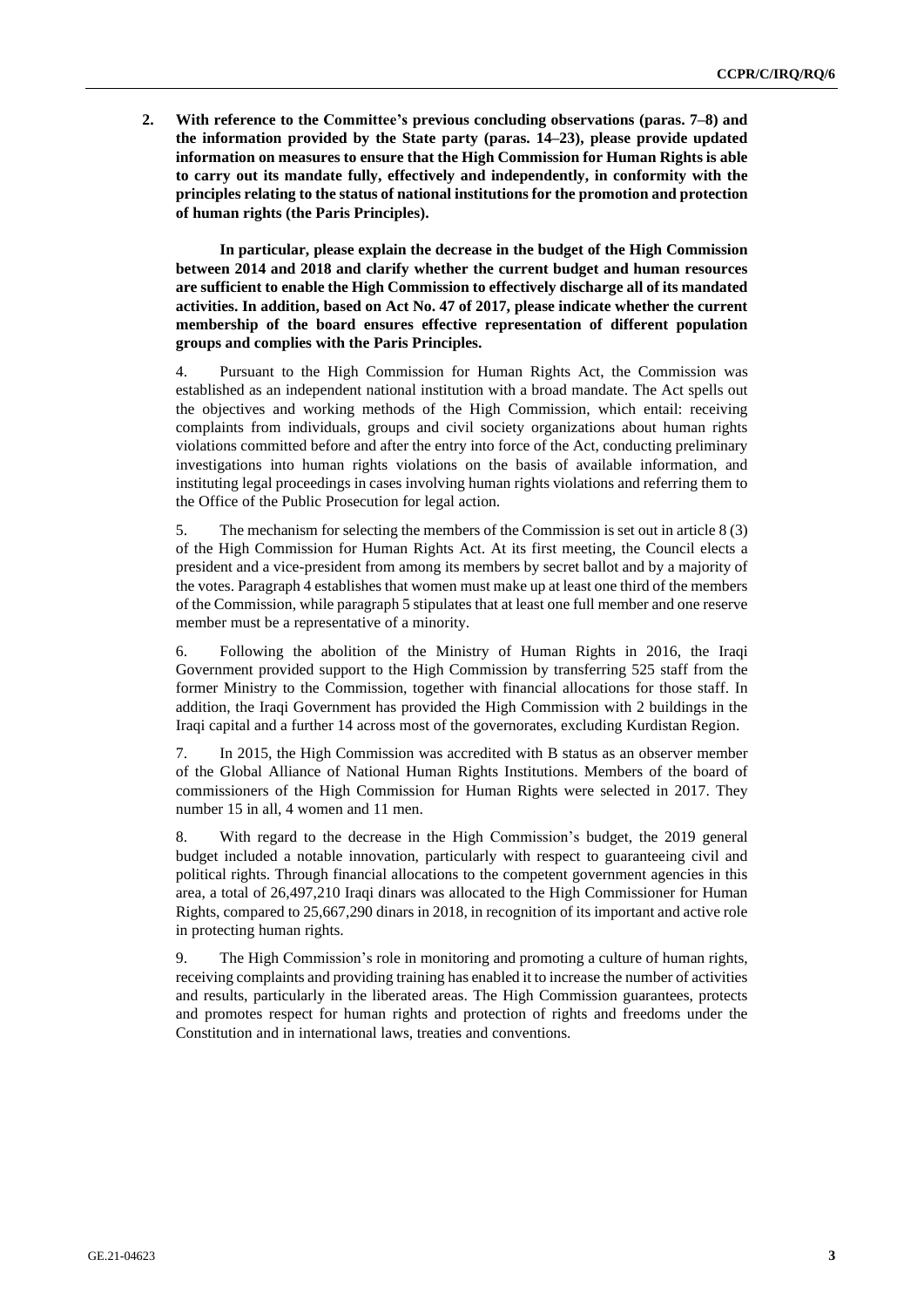**2. With reference to the Committee's previous concluding observations (paras. 7–8) and the information provided by the State party (paras. 14–23), please provide updated information on measures to ensure that the High Commission for Human Rights is able to carry out its mandate fully, effectively and independently, in conformity with the principles relating to the status of national institutions for the promotion and protection of human rights (the Paris Principles).**

**In particular, please explain the decrease in the budget of the High Commission between 2014 and 2018 and clarify whether the current budget and human resources are sufficient to enable the High Commission to effectively discharge all of its mandated activities. In addition, based on Act No. 47 of 2017, please indicate whether the current membership of the board ensures effective representation of different population groups and complies with the Paris Principles.**

4. Pursuant to the High Commission for Human Rights Act, the Commission was established as an independent national institution with a broad mandate. The Act spells out the objectives and working methods of the High Commission, which entail: receiving complaints from individuals, groups and civil society organizations about human rights violations committed before and after the entry into force of the Act, conducting preliminary investigations into human rights violations on the basis of available information, and instituting legal proceedings in cases involving human rights violations and referring them to the Office of the Public Prosecution for legal action.

5. The mechanism for selecting the members of the Commission is set out in article 8 (3) of the High Commission for Human Rights Act. At its first meeting, the Council elects a president and a vice-president from among its members by secret ballot and by a majority of the votes. Paragraph 4 establishes that women must make up at least one third of the members of the Commission, while paragraph 5 stipulates that at least one full member and one reserve member must be a representative of a minority.

6. Following the abolition of the Ministry of Human Rights in 2016, the Iraqi Government provided support to the High Commission by transferring 525 staff from the former Ministry to the Commission, together with financial allocations for those staff. In addition, the Iraqi Government has provided the High Commission with 2 buildings in the Iraqi capital and a further 14 across most of the governorates, excluding Kurdistan Region.

7. In 2015, the High Commission was accredited with B status as an observer member of the Global Alliance of National Human Rights Institutions. Members of the board of commissioners of the High Commission for Human Rights were selected in 2017. They number 15 in all, 4 women and 11 men.

8. With regard to the decrease in the High Commission's budget, the 2019 general budget included a notable innovation, particularly with respect to guaranteeing civil and political rights. Through financial allocations to the competent government agencies in this area, a total of 26,497,210 Iraqi dinars was allocated to the High Commissioner for Human Rights, compared to 25,667,290 dinars in 2018, in recognition of its important and active role in protecting human rights.

9. The High Commission's role in monitoring and promoting a culture of human rights, receiving complaints and providing training has enabled it to increase the number of activities and results, particularly in the liberated areas. The High Commission guarantees, protects and promotes respect for human rights and protection of rights and freedoms under the Constitution and in international laws, treaties and conventions.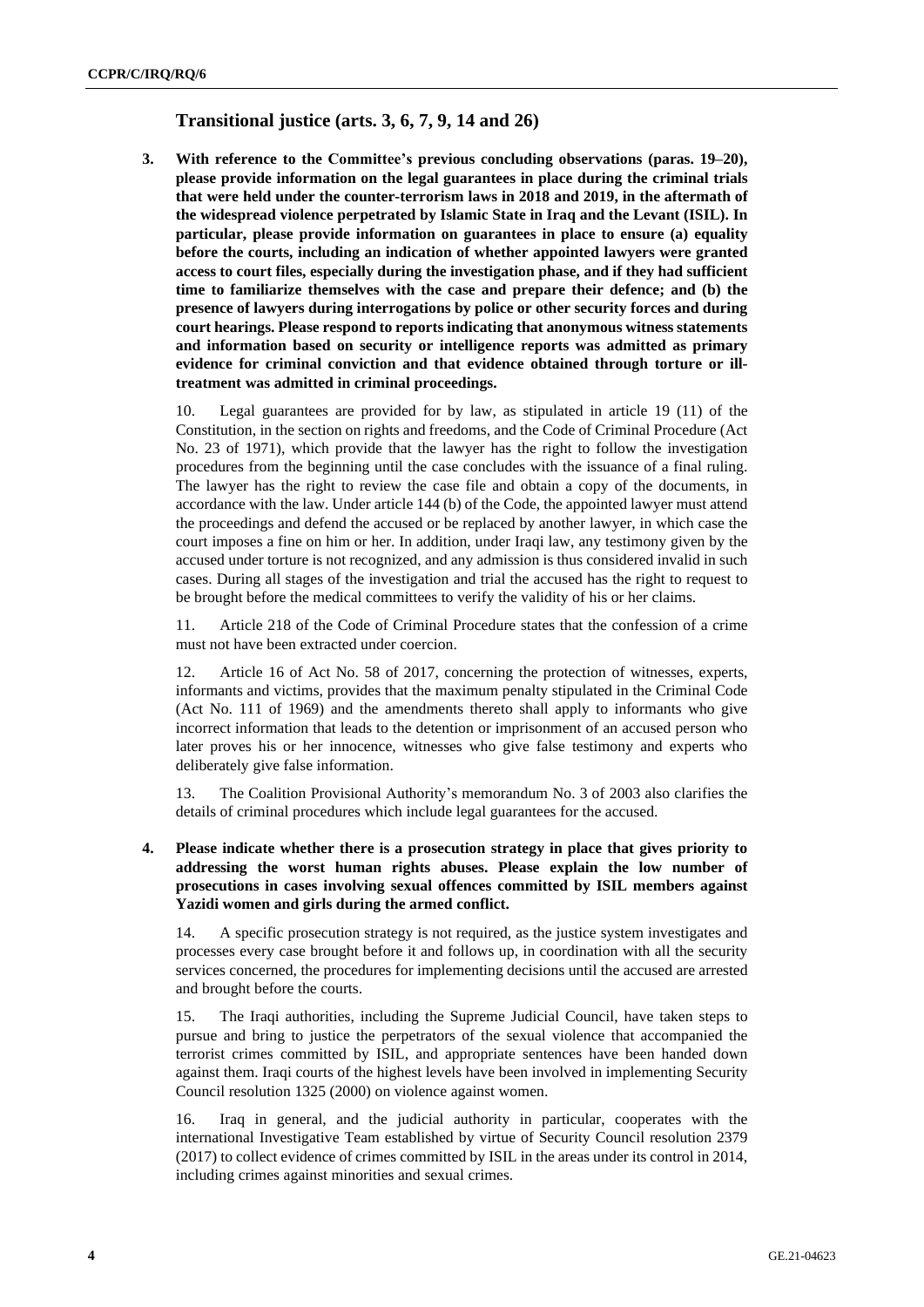## Transitional justice (arts. 3, 6, 7, 9, 14 and 26)

**3. With reference to the Committee's previous concluding observations (paras. 19–20), please provide information on the legal guarantees in place during the criminal trials that were held under the counter-terrorism laws in 2018 and 2019, in the aftermath of the widespread violence perpetrated by Islamic State in Iraq and the Levant (ISIL). In particular, please provide information on guarantees in place to ensure (a) equality before the courts, including an indication of whether appointed lawyers were granted access to court files, especially during the investigation phase, and if they had sufficient time to familiarize themselves with the case and prepare their defence; and (b) the presence of lawyers during interrogations by police or other security forces and during court hearings. Please respond to reports indicating that anonymous witness statements and information based on security or intelligence reports was admitted as primary evidence for criminal conviction and that evidence obtained through torture or ill-treatment was admitted in criminal proceedings.**

10. Legal guarantees are provided for by law, as stipulated in article 19 (11) of the Constitution, in the section on rights and freedoms, and the Code of Criminal Procedure (Act No. 23 of 1971), which provide that the lawyer has the right to follow the investigation procedures from the beginning until the case concludes with the issuance of a final ruling. The lawyer has the right to review the case file and obtain a copy of the documents, in accordance with the law. Under article 144 (b) of the Code, the appointed lawyer must attend the proceedings and defend the accused or be replaced by another lawyer, in which case the court imposes a fine on him or her. In addition, under Iraqi law, any testimony given by the accused under torture is not recognized, and any admission is thus considered invalid in such cases. During all stages of the investigation and trial the accused has the right to request to be brought before the medical committees to verify the validity of his or her claims.

11. Article 218 of the Code of Criminal Procedure states that the confession of a crime must not have been extracted under coercion.

12. Article 16 of Act No. 58 of 2017, concerning the protection of witnesses, experts, informants and victims, provides that the maximum penalty stipulated in the Criminal Code (Act No. 111 of 1969) and the amendments thereto shall apply to informants who give incorrect information that leads to the detention or imprisonment of an accused person who later proves his or her innocence, witnesses who give false testimony and experts who deliberately give false information.

13. The Coalition Provisional Authority's memorandum No. 3 of 2003 also clarifies the details of criminal procedures which include legal guarantees for the accused.

**4. Please indicate whether there is a prosecution strategy in place that gives priority to addressing the worst human rights abuses. Please explain the low number of prosecutions in cases involving sexual offences committed by ISIL members against Yazidi women and girls during the armed conflict.**

14. A specific prosecution strategy is not required, as the justice system investigates and processes every case brought before it and follows up, in coordination with all the security services concerned, the procedures for implementing decisions until the accused are arrested and brought before the courts.

15. The Iraqi authorities, including the Supreme Judicial Council, have taken steps to pursue and bring to justice the perpetrators of the sexual violence that accompanied the terrorist crimes committed by ISIL, and appropriate sentences have been handed down against them. Iraqi courts of the highest levels have been involved in implementing Security Council resolution 1325 (2000) on violence against women.

16. Iraq in general, and the judicial authority in particular, cooperates with the international Investigative Team established by virtue of Security Council resolution 2379 (2017) to collect evidence of crimes committed by ISIL in the areas under its control in 2014, including crimes against minorities and sexual crimes.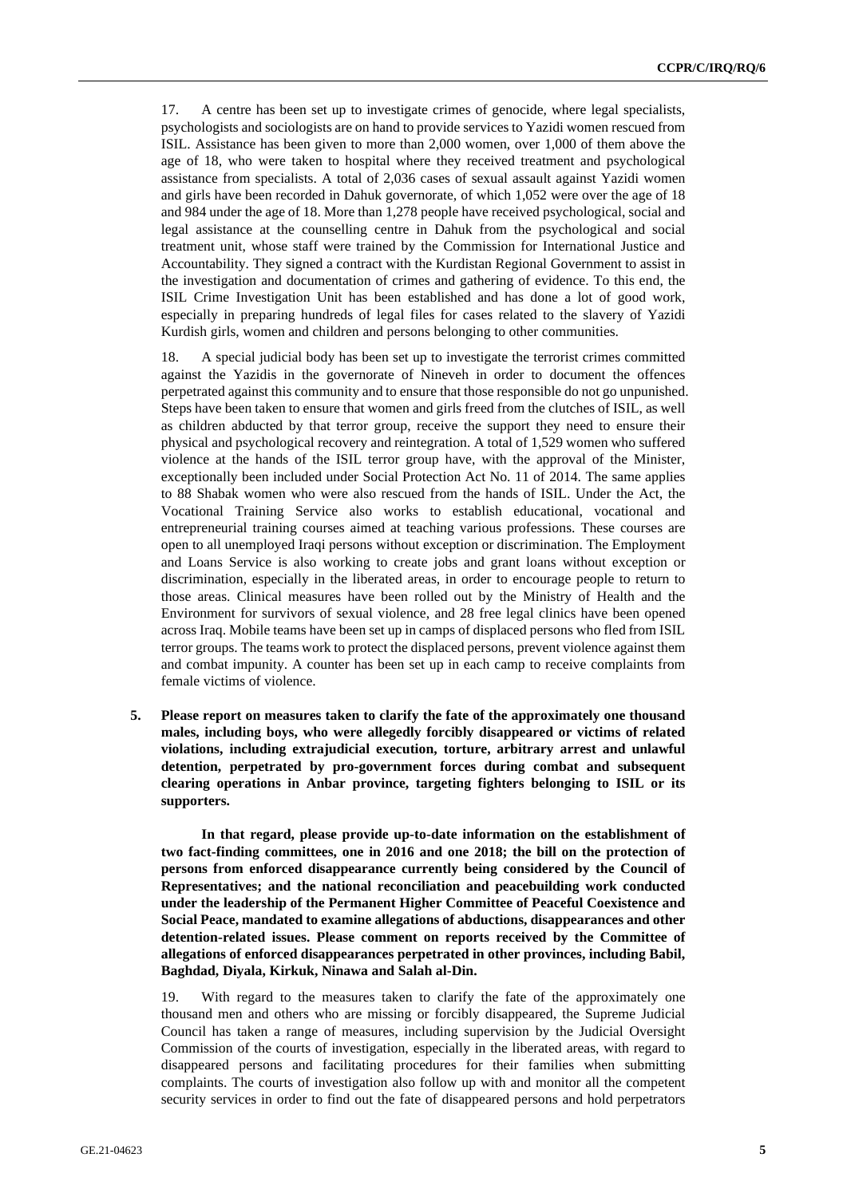17. A centre has been set up to investigate crimes of genocide, where legal specialists, psychologists and sociologists are on hand to provide services to Yazidi women rescued from ISIL. Assistance has been given to more than 2,000 women, over 1,000 of them above the age of 18, who were taken to hospital where they received treatment and psychological assistance from specialists. A total of 2,036 cases of sexual assault against Yazidi women and girls have been recorded in Dahuk governorate, of which 1,052 were over the age of 18 and 984 under the age of 18. More than 1,278 people have received psychological, social and legal assistance at the counselling centre in Dahuk from the psychological and social treatment unit, whose staff were trained by the Commission for International Justice and Accountability. They signed a contract with the Kurdistan Regional Government to assist in the investigation and documentation of crimes and gathering of evidence. To this end, the ISIL Crime Investigation Unit has been established and has done a lot of good work, especially in preparing hundreds of legal files for cases related to the slavery of Yazidi Kurdish girls, women and children and persons belonging to other communities.

18. A special judicial body has been set up to investigate the terrorist crimes committed against the Yazidis in the governorate of Nineveh in order to document the offences perpetrated against this community and to ensure that those responsible do not go unpunished. Steps have been taken to ensure that women and girls freed from the clutches of ISIL, as well as children abducted by that terror group, receive the support they need to ensure their physical and psychological recovery and reintegration. A total of 1,529 women who suffered violence at the hands of the ISIL terror group have, with the approval of the Minister, exceptionally been included under Social Protection Act No. 11 of 2014. The same applies to 88 Shabak women who were also rescued from the hands of ISIL. Under the Act, the Vocational Training Service also works to establish educational, vocational and entrepreneurial training courses aimed at teaching various professions. These courses are open to all unemployed Iraqi persons without exception or discrimination. The Employment and Loans Service is also working to create jobs and grant loans without exception or discrimination, especially in the liberated areas, in order to encourage people to return to those areas. Clinical measures have been rolled out by the Ministry of Health and the Environment for survivors of sexual violence, and 28 free legal clinics have been opened across Iraq. Mobile teams have been set up in camps of displaced persons who fled from ISIL terror groups. The teams work to protect the displaced persons, prevent violence against them and combat impunity. A counter has been set up in each camp to receive complaints from female victims of violence.

**5. Please report on measures taken to clarify the fate of the approximately one thousand males, including boys, who were allegedly forcibly disappeared or victims of related violations, including extrajudicial execution, torture, arbitrary arrest and unlawful detention, perpetrated by pro-government forces during combat and subsequent clearing operations in Anbar province, targeting fighters belonging to ISIL or its supporters.**

**In that regard, please provide up-to-date information on the establishment of two fact-finding committees, one in 2016 and one 2018; the bill on the protection of persons from enforced disappearance currently being considered by the Council of Representatives; and the national reconciliation and peacebuilding work conducted under the leadership of the Permanent Higher Committee of Peaceful Coexistence and Social Peace, mandated to examine allegations of abductions, disappearances and other detention-related issues. Please comment on reports received by the Committee of allegations of enforced disappearances perpetrated in other provinces, including Babil, Baghdad, Diyala, Kirkuk, Ninawa and Salah al-Din.**

19. With regard to the measures taken to clarify the fate of the approximately one thousand men and others who are missing or forcibly disappeared, the Supreme Judicial Council has taken a range of measures, including supervision by the Judicial Oversight Commission of the courts of investigation, especially in the liberated areas, with regard to disappeared persons and facilitating procedures for their families when submitting complaints. The courts of investigation also follow up with and monitor all the competent security services in order to find out the fate of disappeared persons and hold perpetrators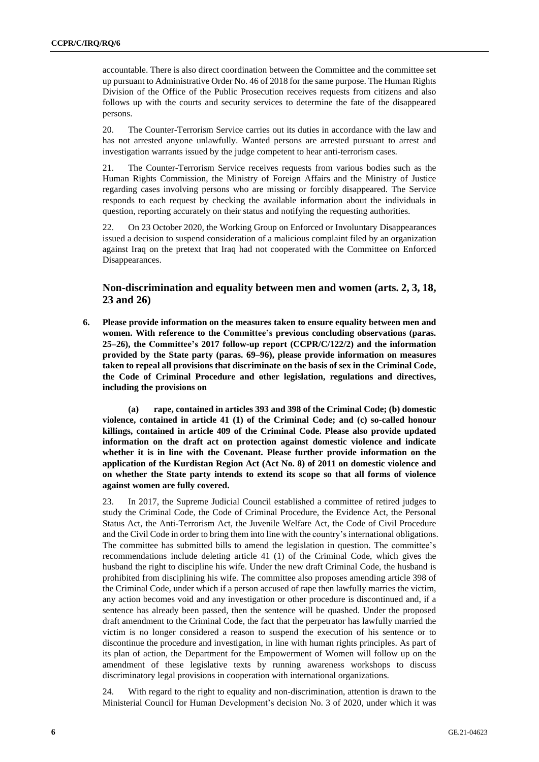accountable. There is also direct coordination between the Committee and the committee set up pursuant to Administrative Order No. 46 of 2018 for the same purpose. The Human Rights Division of the Office of the Public Prosecution receives requests from citizens and also follows up with the courts and security services to determine the fate of the disappeared persons.

20. The Counter-Terrorism Service carries out its duties in accordance with the law and has not arrested anyone unlawfully. Wanted persons are arrested pursuant to arrest and investigation warrants issued by the judge competent to hear anti-terrorism cases.

21. The Counter-Terrorism Service receives requests from various bodies such as the Human Rights Commission, the Ministry of Foreign Affairs and the Ministry of Justice regarding cases involving persons who are missing or forcibly disappeared. The Service responds to each request by checking the available information about the individuals in question, reporting accurately on their status and notifying the requesting authorities.

22. On 23 October 2020, the Working Group on Enforced or Involuntary Disappearances issued a decision to suspend consideration of a malicious complaint filed by an organization against Iraq on the pretext that Iraq had not cooperated with the Committee on Enforced Disappearances.

## Non-discrimination and equality between men and women (arts. 2, 3, 18, 23 and 26)

**6. Please provide information on the measures taken to ensure equality between men and women. With reference to the Committee's previous concluding observations (paras. 25–26), the Committee's 2017 follow-up report (CCPR/C/122/2) and the information provided by the State party (paras. 69–96), please provide information on measures taken to repeal all provisions that discriminate on the basis of sex in the Criminal Code, the Code of Criminal Procedure and other legislation, regulations and directives, including the provisions on**

**(a) rape, contained in articles 393 and 398 of the Criminal Code; (b) domestic violence, contained in article 41 (1) of the Criminal Code; and (c) so-called honour killings, contained in article 409 of the Criminal Code. Please also provide updated information on the draft act on protection against domestic violence and indicate whether it is in line with the Covenant. Please further provide information on the application of the Kurdistan Region Act (Act No. 8) of 2011 on domestic violence and on whether the State party intends to extend its scope so that all forms of violence against women are fully covered.**

23. In 2017, the Supreme Judicial Council established a committee of retired judges to study the Criminal Code, the Code of Criminal Procedure, the Evidence Act, the Personal Status Act, the Anti-Terrorism Act, the Juvenile Welfare Act, the Code of Civil Procedure and the Civil Code in order to bring them into line with the country's international obligations. The committee has submitted bills to amend the legislation in question. The committee's recommendations include deleting article 41 (1) of the Criminal Code, which gives the husband the right to discipline his wife. Under the new draft Criminal Code, the husband is prohibited from disciplining his wife. The committee also proposes amending article 398 of the Criminal Code, under which if a person accused of rape then lawfully marries the victim, any action becomes void and any investigation or other procedure is discontinued and, if a sentence has already been passed, then the sentence will be quashed. Under the proposed draft amendment to the Criminal Code, the fact that the perpetrator has lawfully married the victim is no longer considered a reason to suspend the execution of his sentence or to discontinue the procedure and investigation, in line with human rights principles. As part of its plan of action, the Department for the Empowerment of Women will follow up on the amendment of these legislative texts by running awareness workshops to discuss discriminatory legal provisions in cooperation with international organizations.

24. With regard to the right to equality and non-discrimination, attention is drawn to the Ministerial Council for Human Development's decision No. 3 of 2020, under which it was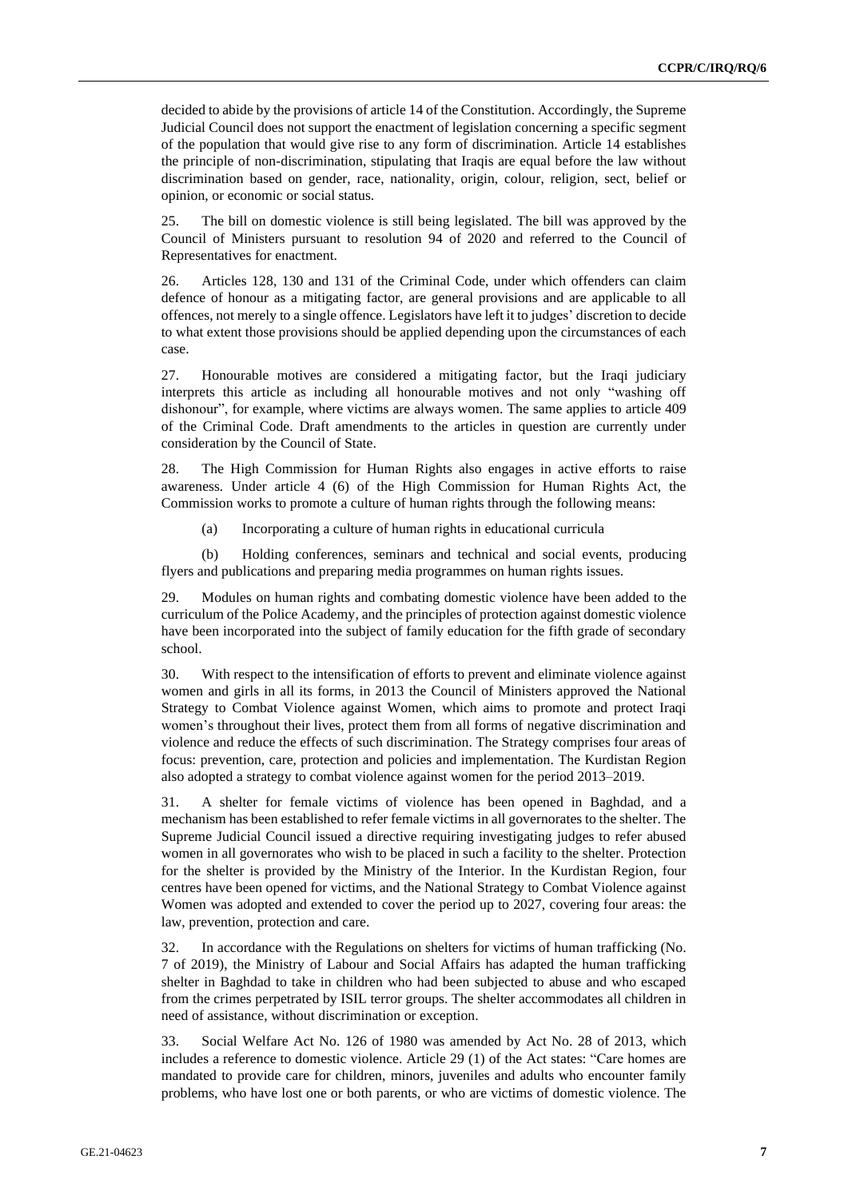decided to abide by the provisions of article 14 of the Constitution. Accordingly, the Supreme Judicial Council does not support the enactment of legislation concerning a specific segment of the population that would give rise to any form of discrimination. Article 14 establishes the principle of non-discrimination, stipulating that Iraqis are equal before the law without discrimination based on gender, race, nationality, origin, colour, religion, sect, belief or opinion, or economic or social status.

25. The bill on domestic violence is still being legislated. The bill was approved by the Council of Ministers pursuant to resolution 94 of 2020 and referred to the Council of Representatives for enactment.

26. Articles 128, 130 and 131 of the Criminal Code, under which offenders can claim defence of honour as a mitigating factor, are general provisions and are applicable to all offences, not merely to a single offence. Legislators have left it to judges' discretion to decide to what extent those provisions should be applied depending upon the circumstances of each case.

27. Honourable motives are considered a mitigating factor, but the Iraqi judiciary interprets this article as including all honourable motives and not only "washing off dishonour", for example, where victims are always women. The same applies to article 409 of the Criminal Code. Draft amendments to the articles in question are currently under consideration by the Council of State.

28. The High Commission for Human Rights also engages in active efforts to raise awareness. Under article 4 (6) of the High Commission for Human Rights Act, the Commission works to promote a culture of human rights through the following means:

(a) Incorporating a culture of human rights in educational curricula

(b) Holding conferences, seminars and technical and social events, producing flyers and publications and preparing media programmes on human rights issues.

29. Modules on human rights and combating domestic violence have been added to the curriculum of the Police Academy, and the principles of protection against domestic violence have been incorporated into the subject of family education for the fifth grade of secondary school.

30. With respect to the intensification of efforts to prevent and eliminate violence against women and girls in all its forms, in 2013 the Council of Ministers approved the National Strategy to Combat Violence against Women, which aims to promote and protect Iraqi women's throughout their lives, protect them from all forms of negative discrimination and violence and reduce the effects of such discrimination. The Strategy comprises four areas of focus: prevention, care, protection and policies and implementation. The Kurdistan Region also adopted a strategy to combat violence against women for the period 2013–2019.

31. A shelter for female victims of violence has been opened in Baghdad, and a mechanism has been established to refer female victims in all governorates to the shelter. The Supreme Judicial Council issued a directive requiring investigating judges to refer abused women in all governorates who wish to be placed in such a facility to the shelter. Protection for the shelter is provided by the Ministry of the Interior. In the Kurdistan Region, four centres have been opened for victims, and the National Strategy to Combat Violence against Women was adopted and extended to cover the period up to 2027, covering four areas: the law, prevention, protection and care.

32. In accordance with the Regulations on shelters for victims of human trafficking (No. 7 of 2019), the Ministry of Labour and Social Affairs has adapted the human trafficking shelter in Baghdad to take in children who had been subjected to abuse and who escaped from the crimes perpetrated by ISIL terror groups. The shelter accommodates all children in need of assistance, without discrimination or exception.

33. Social Welfare Act No. 126 of 1980 was amended by Act No. 28 of 2013, which includes a reference to domestic violence. Article 29 (1) of the Act states: "Care homes are mandated to provide care for children, minors, juveniles and adults who encounter family problems, who have lost one or both parents, or who are victims of domestic violence. The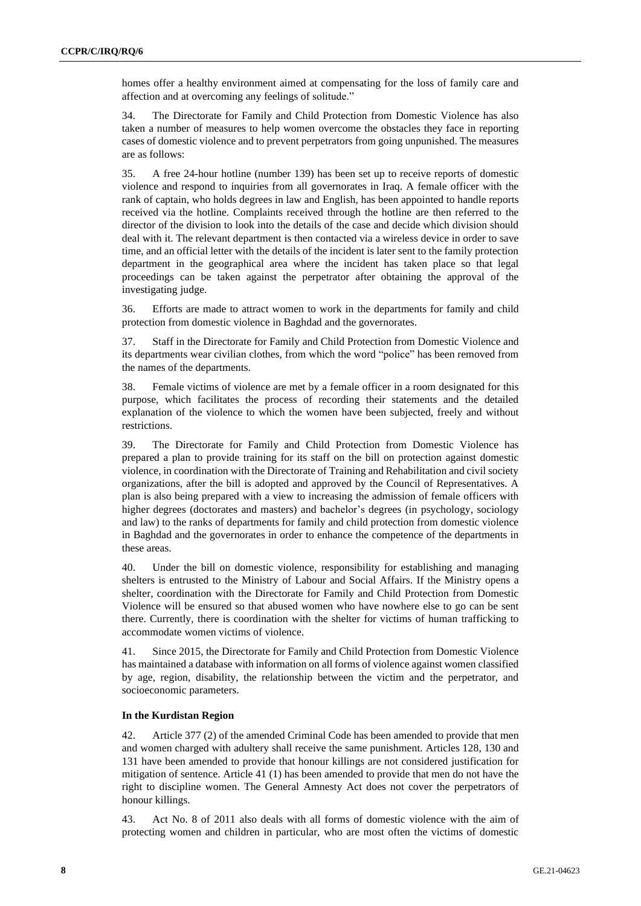homes offer a healthy environment aimed at compensating for the loss of family care and affection and at overcoming any feelings of solitude."

34. The Directorate for Family and Child Protection from Domestic Violence has also taken a number of measures to help women overcome the obstacles they face in reporting cases of domestic violence and to prevent perpetrators from going unpunished. The measures are as follows:

35. A free 24-hour hotline (number 139) has been set up to receive reports of domestic violence and respond to inquiries from all governorates in Iraq. A female officer with the rank of captain, who holds degrees in law and English, has been appointed to handle reports received via the hotline. Complaints received through the hotline are then referred to the director of the division to look into the details of the case and decide which division should deal with it. The relevant department is then contacted via a wireless device in order to save time, and an official letter with the details of the incident is later sent to the family protection department in the geographical area where the incident has taken place so that legal proceedings can be taken against the perpetrator after obtaining the approval of the investigating judge.

36. Efforts are made to attract women to work in the departments for family and child protection from domestic violence in Baghdad and the governorates.

37. Staff in the Directorate for Family and Child Protection from Domestic Violence and its departments wear civilian clothes, from which the word "police" has been removed from the names of the departments.

38. Female victims of violence are met by a female officer in a room designated for this purpose, which facilitates the process of recording their statements and the detailed explanation of the violence to which the women have been subjected, freely and without restrictions.

39. The Directorate for Family and Child Protection from Domestic Violence has prepared a plan to provide training for its staff on the bill on protection against domestic violence, in coordination with the Directorate of Training and Rehabilitation and civil society organizations, after the bill is adopted and approved by the Council of Representatives. A plan is also being prepared with a view to increasing the admission of female officers with higher degrees (doctorates and masters) and bachelor's degrees (in psychology, sociology and law) to the ranks of departments for family and child protection from domestic violence in Baghdad and the governorates in order to enhance the competence of the departments in these areas.

40. Under the bill on domestic violence, responsibility for establishing and managing shelters is entrusted to the Ministry of Labour and Social Affairs. If the Ministry opens a shelter, coordination with the Directorate for Family and Child Protection from Domestic Violence will be ensured so that abused women who have nowhere else to go can be sent there. Currently, there is coordination with the shelter for victims of human trafficking to accommodate women victims of violence.

41. Since 2015, the Directorate for Family and Child Protection from Domestic Violence has maintained a database with information on all forms of violence against women classified by age, region, disability, the relationship between the victim and the perpetrator, and socioeconomic parameters.

#### In the Kurdistan Region

42. Article 377 (2) of the amended Criminal Code has been amended to provide that men and women charged with adultery shall receive the same punishment. Articles 128, 130 and 131 have been amended to provide that honour killings are not considered justification for mitigation of sentence. Article 41 (1) has been amended to provide that men do not have the right to discipline women. The General Amnesty Act does not cover the perpetrators of honour killings.

43. Act No. 8 of 2011 also deals with all forms of domestic violence with the aim of protecting women and children in particular, who are most often the victims of domestic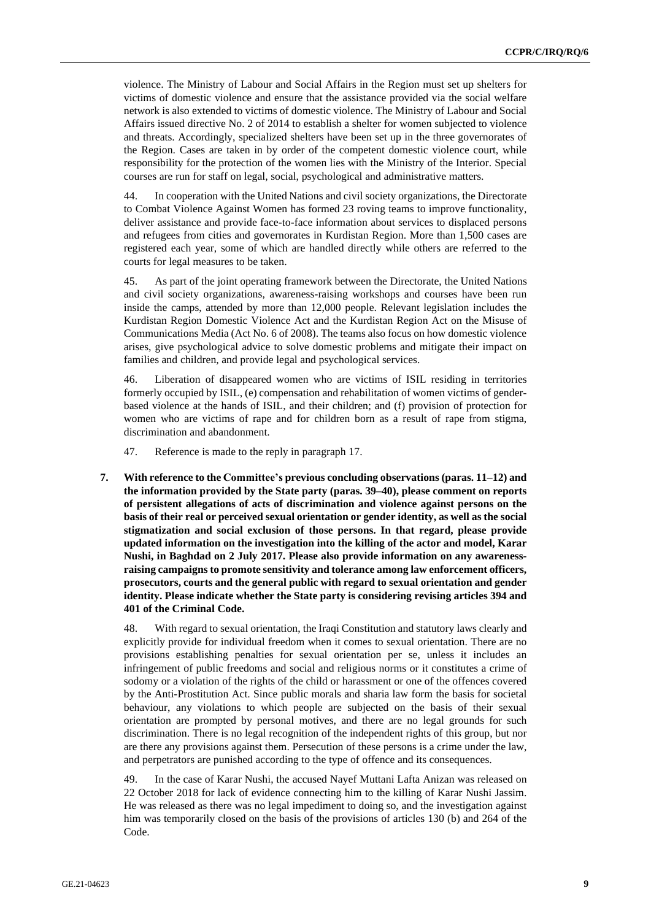violence. The Ministry of Labour and Social Affairs in the Region must set up shelters for victims of domestic violence and ensure that the assistance provided via the social welfare network is also extended to victims of domestic violence. The Ministry of Labour and Social Affairs issued directive No. 2 of 2014 to establish a shelter for women subjected to violence and threats. Accordingly, specialized shelters have been set up in the three governorates of the Region. Cases are taken in by order of the competent domestic violence court, while responsibility for the protection of the women lies with the Ministry of the Interior. Special courses are run for staff on legal, social, psychological and administrative matters.

44. In cooperation with the United Nations and civil society organizations, the Directorate to Combat Violence Against Women has formed 23 roving teams to improve functionality, deliver assistance and provide face-to-face information about services to displaced persons and refugees from cities and governorates in Kurdistan Region. More than 1,500 cases are registered each year, some of which are handled directly while others are referred to the courts for legal measures to be taken.

45. As part of the joint operating framework between the Directorate, the United Nations and civil society organizations, awareness-raising workshops and courses have been run inside the camps, attended by more than 12,000 people. Relevant legislation includes the Kurdistan Region Domestic Violence Act and the Kurdistan Region Act on the Misuse of Communications Media (Act No. 6 of 2008). The teams also focus on how domestic violence arises, give psychological advice to solve domestic problems and mitigate their impact on families and children, and provide legal and psychological services.

46. Liberation of disappeared women who are victims of ISIL residing in territories formerly occupied by ISIL, (e) compensation and rehabilitation of women victims of gender-based violence at the hands of ISIL, and their children; and (f) provision of protection for women who are victims of rape and for children born as a result of rape from stigma, discrimination and abandonment.

47. Reference is made to the reply in paragraph 17.

**7. With reference to the Committee's previous concluding observations (paras. 11–12) and the information provided by the State party (paras. 39–40), please comment on reports of persistent allegations of acts of discrimination and violence against persons on the basis of their real or perceived sexual orientation or gender identity, as well as the social stigmatization and social exclusion of those persons. In that regard, please provide updated information on the investigation into the killing of the actor and model, Karar Nushi, in Baghdad on 2 July 2017. Please also provide information on any awareness-raising campaigns to promote sensitivity and tolerance among law enforcement officers, prosecutors, courts and the general public with regard to sexual orientation and gender identity. Please indicate whether the State party is considering revising articles 394 and 401 of the Criminal Code.**

48. With regard to sexual orientation, the Iraqi Constitution and statutory laws clearly and explicitly provide for individual freedom when it comes to sexual orientation. There are no provisions establishing penalties for sexual orientation per se, unless it includes an infringement of public freedoms and social and religious norms or it constitutes a crime of sodomy or a violation of the rights of the child or harassment or one of the offences covered by the Anti-Prostitution Act. Since public morals and sharia law form the basis for societal behaviour, any violations to which people are subjected on the basis of their sexual orientation are prompted by personal motives, and there are no legal grounds for such discrimination. There is no legal recognition of the independent rights of this group, but nor are there any provisions against them. Persecution of these persons is a crime under the law, and perpetrators are punished according to the type of offence and its consequences.

49. In the case of Karar Nushi, the accused Nayef Muttani Lafta Anizan was released on 22 October 2018 for lack of evidence connecting him to the killing of Karar Nushi Jassim. He was released as there was no legal impediment to doing so, and the investigation against him was temporarily closed on the basis of the provisions of articles 130 (b) and 264 of the Code.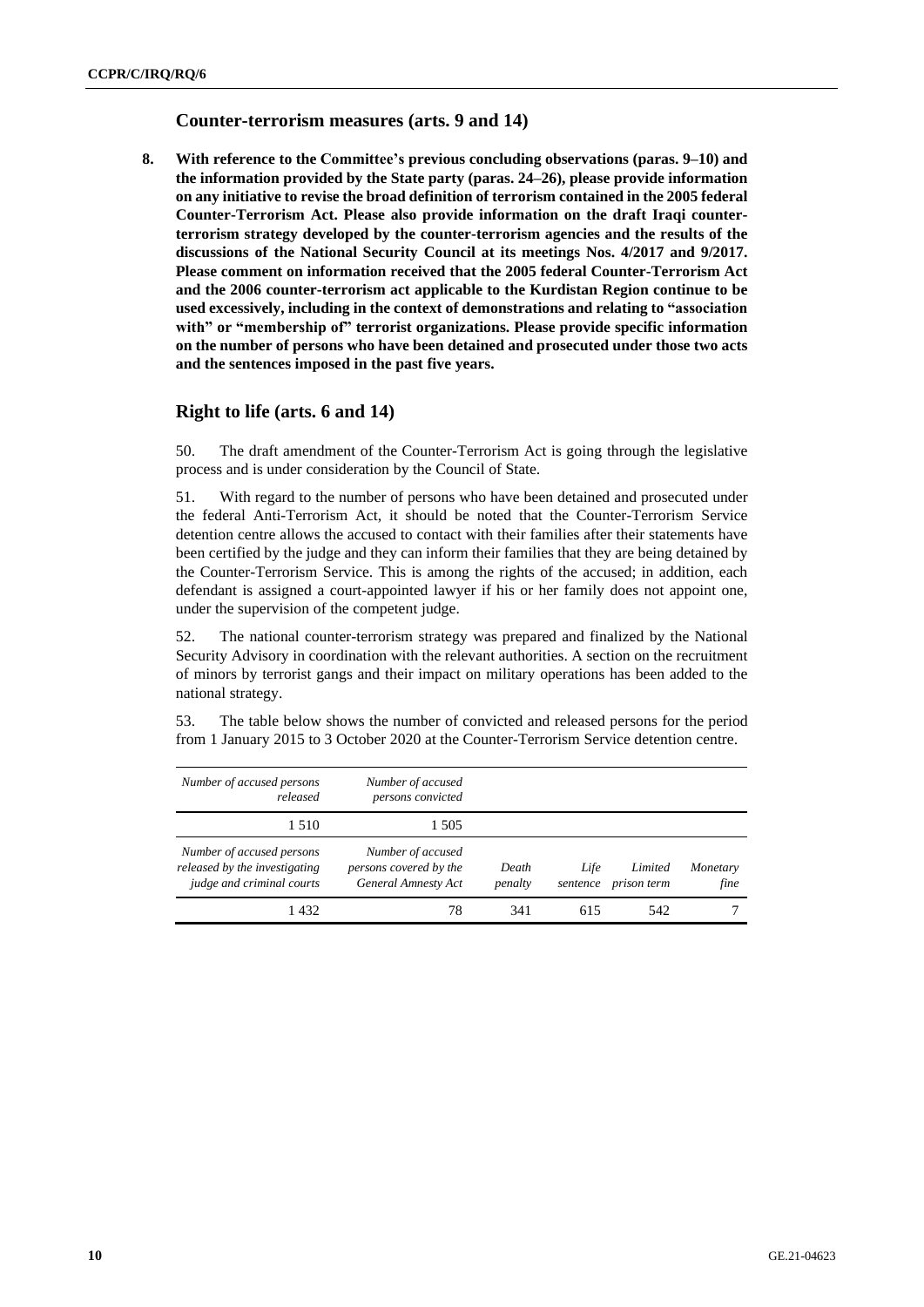## Counter-terrorism measures (arts. 9 and 14)

**8. With reference to the Committee's previous concluding observations (paras. 9–10) and the information provided by the State party (paras. 24–26), please provide information on any initiative to revise the broad definition of terrorism contained in the 2005 federal Counter-Terrorism Act. Please also provide information on the draft Iraqi counter-terrorism strategy developed by the counter-terrorism agencies and the results of the discussions of the National Security Council at its meetings Nos. 4/2017 and 9/2017. Please comment on information received that the 2005 federal Counter-Terrorism Act and the 2006 counter-terrorism act applicable to the Kurdistan Region continue to be used excessively, including in the context of demonstrations and relating to "association with" or "membership of" terrorist organizations. Please provide specific information on the number of persons who have been detained and prosecuted under those two acts and the sentences imposed in the past five years.**

## Right to life (arts. 6 and 14)

50. The draft amendment of the Counter-Terrorism Act is going through the legislative process and is under consideration by the Council of State.

51. With regard to the number of persons who have been detained and prosecuted under the federal Anti-Terrorism Act, it should be noted that the Counter-Terrorism Service detention centre allows the accused to contact with their families after their statements have been certified by the judge and they can inform their families that they are being detained by the Counter-Terrorism Service. This is among the rights of the accused; in addition, each defendant is assigned a court-appointed lawyer if his or her family does not appoint one, under the supervision of the competent judge.

52. The national counter-terrorism strategy was prepared and finalized by the National Security Advisory in coordination with the relevant authorities. A section on the recruitment of minors by terrorist gangs and their impact on military operations has been added to the national strategy.

53. The table below shows the number of convicted and released persons for the period from 1 January 2015 to 3 October 2020 at the Counter-Terrorism Service detention centre.

| *Number of accused persons released* | *Number of accused persons convicted* | | | | |
|---|---|---|---|---|---|
| 1 510 | 1 505 | | | | |
| *Number of accused persons released by the investigating judge and criminal courts* | *Number of accused persons covered by the General Amnesty Act* | *Death penalty* | *Life sentence* | *Limited prison term* | *Monetary fine* |
| 1 432 | 78 | 341 | 615 | 542 | 7 |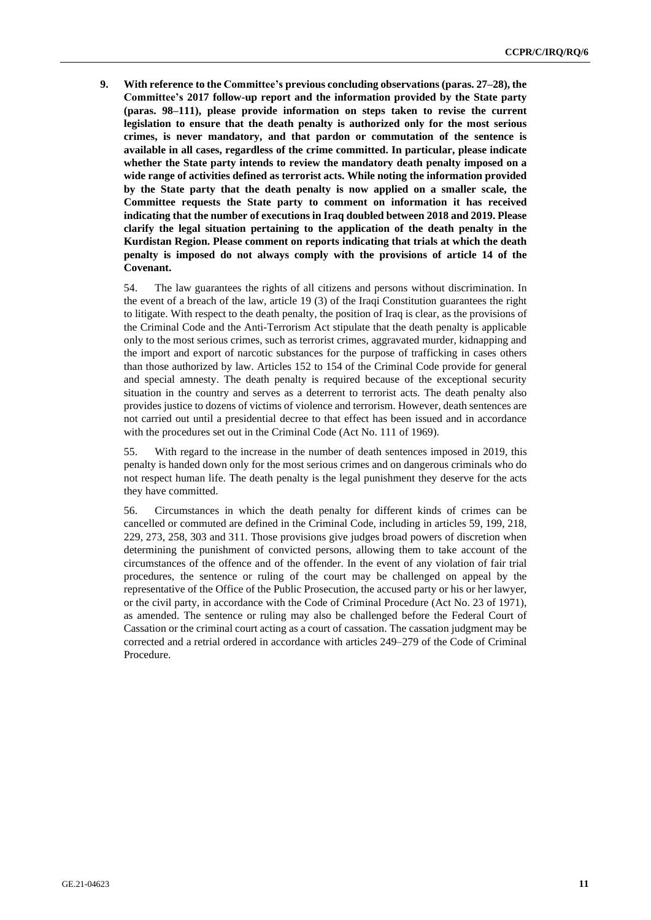**9. With reference to the Committee's previous concluding observations (paras. 27–28), the Committee's 2017 follow-up report and the information provided by the State party (paras. 98–111), please provide information on steps taken to revise the current legislation to ensure that the death penalty is authorized only for the most serious crimes, is never mandatory, and that pardon or commutation of the sentence is available in all cases, regardless of the crime committed. In particular, please indicate whether the State party intends to review the mandatory death penalty imposed on a wide range of activities defined as terrorist acts. While noting the information provided by the State party that the death penalty is now applied on a smaller scale, the Committee requests the State party to comment on information it has received indicating that the number of executions in Iraq doubled between 2018 and 2019. Please clarify the legal situation pertaining to the application of the death penalty in the Kurdistan Region. Please comment on reports indicating that trials at which the death penalty is imposed do not always comply with the provisions of article 14 of the Covenant.**

54. The law guarantees the rights of all citizens and persons without discrimination. In the event of a breach of the law, article 19 (3) of the Iraqi Constitution guarantees the right to litigate. With respect to the death penalty, the position of Iraq is clear, as the provisions of the Criminal Code and the Anti-Terrorism Act stipulate that the death penalty is applicable only to the most serious crimes, such as terrorist crimes, aggravated murder, kidnapping and the import and export of narcotic substances for the purpose of trafficking in cases others than those authorized by law. Articles 152 to 154 of the Criminal Code provide for general and special amnesty. The death penalty is required because of the exceptional security situation in the country and serves as a deterrent to terrorist acts. The death penalty also provides justice to dozens of victims of violence and terrorism. However, death sentences are not carried out until a presidential decree to that effect has been issued and in accordance with the procedures set out in the Criminal Code (Act No. 111 of 1969).

55. With regard to the increase in the number of death sentences imposed in 2019, this penalty is handed down only for the most serious crimes and on dangerous criminals who do not respect human life. The death penalty is the legal punishment they deserve for the acts they have committed.

56. Circumstances in which the death penalty for different kinds of crimes can be cancelled or commuted are defined in the Criminal Code, including in articles 59, 199, 218, 229, 273, 258, 303 and 311. Those provisions give judges broad powers of discretion when determining the punishment of convicted persons, allowing them to take account of the circumstances of the offence and of the offender. In the event of any violation of fair trial procedures, the sentence or ruling of the court may be challenged on appeal by the representative of the Office of the Public Prosecution, the accused party or his or her lawyer, or the civil party, in accordance with the Code of Criminal Procedure (Act No. 23 of 1971), as amended. The sentence or ruling may also be challenged before the Federal Court of Cassation or the criminal court acting as a court of cassation. The cassation judgment may be corrected and a retrial ordered in accordance with articles 249–279 of the Code of Criminal Procedure.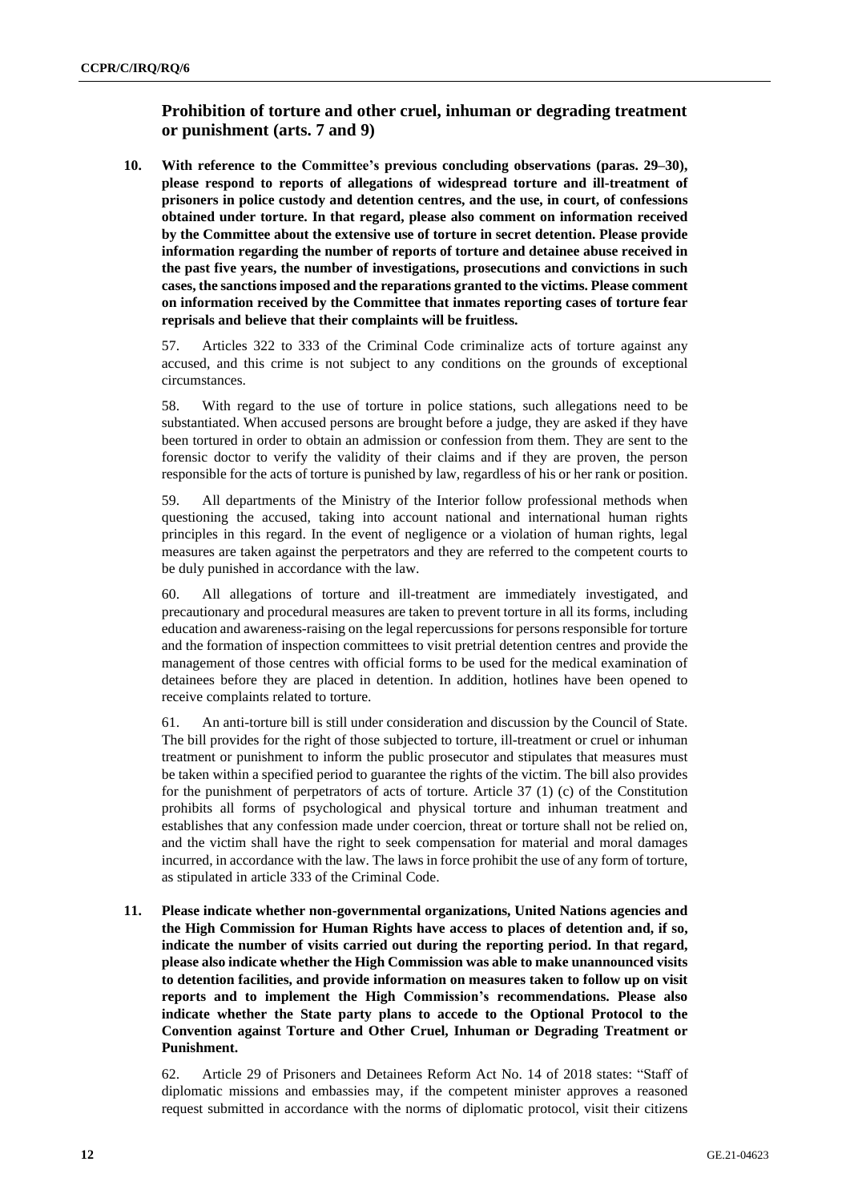## Prohibition of torture and other cruel, inhuman or degrading treatment or punishment (arts. 7 and 9)

**10. With reference to the Committee's previous concluding observations (paras. 29–30), please respond to reports of allegations of widespread torture and ill-treatment of prisoners in police custody and detention centres, and the use, in court, of confessions obtained under torture. In that regard, please also comment on information received by the Committee about the extensive use of torture in secret detention. Please provide information regarding the number of reports of torture and detainee abuse received in the past five years, the number of investigations, prosecutions and convictions in such cases, the sanctions imposed and the reparations granted to the victims. Please comment on information received by the Committee that inmates reporting cases of torture fear reprisals and believe that their complaints will be fruitless.**

57. Articles 322 to 333 of the Criminal Code criminalize acts of torture against any accused, and this crime is not subject to any conditions on the grounds of exceptional circumstances.

58. With regard to the use of torture in police stations, such allegations need to be substantiated. When accused persons are brought before a judge, they are asked if they have been tortured in order to obtain an admission or confession from them. They are sent to the forensic doctor to verify the validity of their claims and if they are proven, the person responsible for the acts of torture is punished by law, regardless of his or her rank or position.

59. All departments of the Ministry of the Interior follow professional methods when questioning the accused, taking into account national and international human rights principles in this regard. In the event of negligence or a violation of human rights, legal measures are taken against the perpetrators and they are referred to the competent courts to be duly punished in accordance with the law.

60. All allegations of torture and ill-treatment are immediately investigated, and precautionary and procedural measures are taken to prevent torture in all its forms, including education and awareness-raising on the legal repercussions for persons responsible for torture and the formation of inspection committees to visit pretrial detention centres and provide the management of those centres with official forms to be used for the medical examination of detainees before they are placed in detention. In addition, hotlines have been opened to receive complaints related to torture.

61. An anti-torture bill is still under consideration and discussion by the Council of State. The bill provides for the right of those subjected to torture, ill-treatment or cruel or inhuman treatment or punishment to inform the public prosecutor and stipulates that measures must be taken within a specified period to guarantee the rights of the victim. The bill also provides for the punishment of perpetrators of acts of torture. Article 37 (1) (c) of the Constitution prohibits all forms of psychological and physical torture and inhuman treatment and establishes that any confession made under coercion, threat or torture shall not be relied on, and the victim shall have the right to seek compensation for material and moral damages incurred, in accordance with the law. The laws in force prohibit the use of any form of torture, as stipulated in article 333 of the Criminal Code.

**11. Please indicate whether non-governmental organizations, United Nations agencies and the High Commission for Human Rights have access to places of detention and, if so, indicate the number of visits carried out during the reporting period. In that regard, please also indicate whether the High Commission was able to make unannounced visits to detention facilities, and provide information on measures taken to follow up on visit reports and to implement the High Commission's recommendations. Please also indicate whether the State party plans to accede to the Optional Protocol to the Convention against Torture and Other Cruel, Inhuman or Degrading Treatment or Punishment.**

62. Article 29 of Prisoners and Detainees Reform Act No. 14 of 2018 states: "Staff of diplomatic missions and embassies may, if the competent minister approves a reasoned request submitted in accordance with the norms of diplomatic protocol, visit their citizens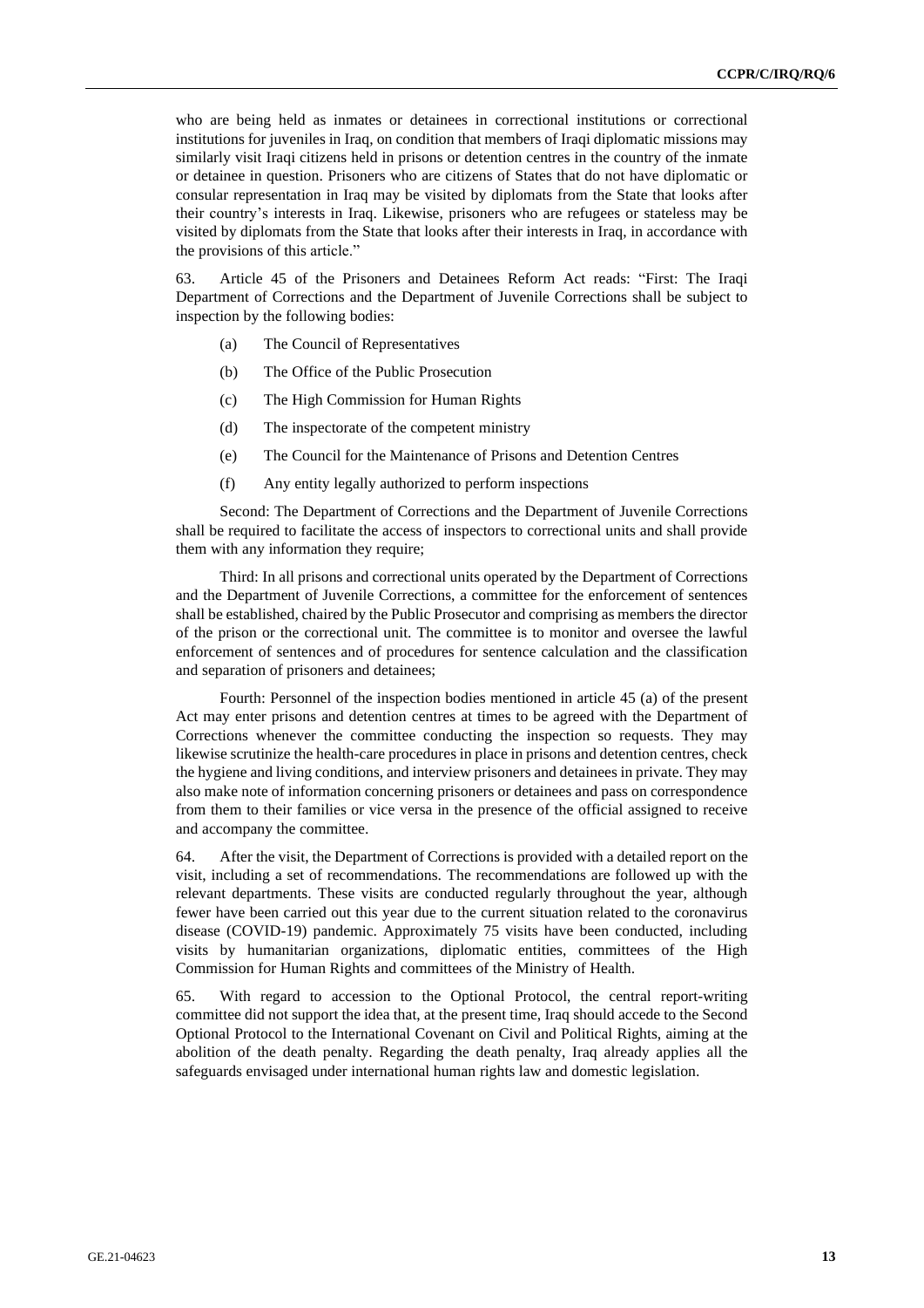who are being held as inmates or detainees in correctional institutions or correctional institutions for juveniles in Iraq, on condition that members of Iraqi diplomatic missions may similarly visit Iraqi citizens held in prisons or detention centres in the country of the inmate or detainee in question. Prisoners who are citizens of States that do not have diplomatic or consular representation in Iraq may be visited by diplomats from the State that looks after their country's interests in Iraq. Likewise, prisoners who are refugees or stateless may be visited by diplomats from the State that looks after their interests in Iraq, in accordance with the provisions of this article."

63. Article 45 of the Prisoners and Detainees Reform Act reads: "First: The Iraqi Department of Corrections and the Department of Juvenile Corrections shall be subject to inspection by the following bodies:

(a) The Council of Representatives

(b) The Office of the Public Prosecution

(c) The High Commission for Human Rights

(d) The inspectorate of the competent ministry

(e) The Council for the Maintenance of Prisons and Detention Centres

(f) Any entity legally authorized to perform inspections

Second: The Department of Corrections and the Department of Juvenile Corrections shall be required to facilitate the access of inspectors to correctional units and shall provide them with any information they require;

Third: In all prisons and correctional units operated by the Department of Corrections and the Department of Juvenile Corrections, a committee for the enforcement of sentences shall be established, chaired by the Public Prosecutor and comprising as members the director of the prison or the correctional unit. The committee is to monitor and oversee the lawful enforcement of sentences and of procedures for sentence calculation and the classification and separation of prisoners and detainees;

Fourth: Personnel of the inspection bodies mentioned in article 45 (a) of the present Act may enter prisons and detention centres at times to be agreed with the Department of Corrections whenever the committee conducting the inspection so requests. They may likewise scrutinize the health-care procedures in place in prisons and detention centres, check the hygiene and living conditions, and interview prisoners and detainees in private. They may also make note of information concerning prisoners or detainees and pass on correspondence from them to their families or vice versa in the presence of the official assigned to receive and accompany the committee.

64. After the visit, the Department of Corrections is provided with a detailed report on the visit, including a set of recommendations. The recommendations are followed up with the relevant departments. These visits are conducted regularly throughout the year, although fewer have been carried out this year due to the current situation related to the coronavirus disease (COVID-19) pandemic. Approximately 75 visits have been conducted, including visits by humanitarian organizations, diplomatic entities, committees of the High Commission for Human Rights and committees of the Ministry of Health.

65. With regard to accession to the Optional Protocol, the central report-writing committee did not support the idea that, at the present time, Iraq should accede to the Second Optional Protocol to the International Covenant on Civil and Political Rights, aiming at the abolition of the death penalty. Regarding the death penalty, Iraq already applies all the safeguards envisaged under international human rights law and domestic legislation.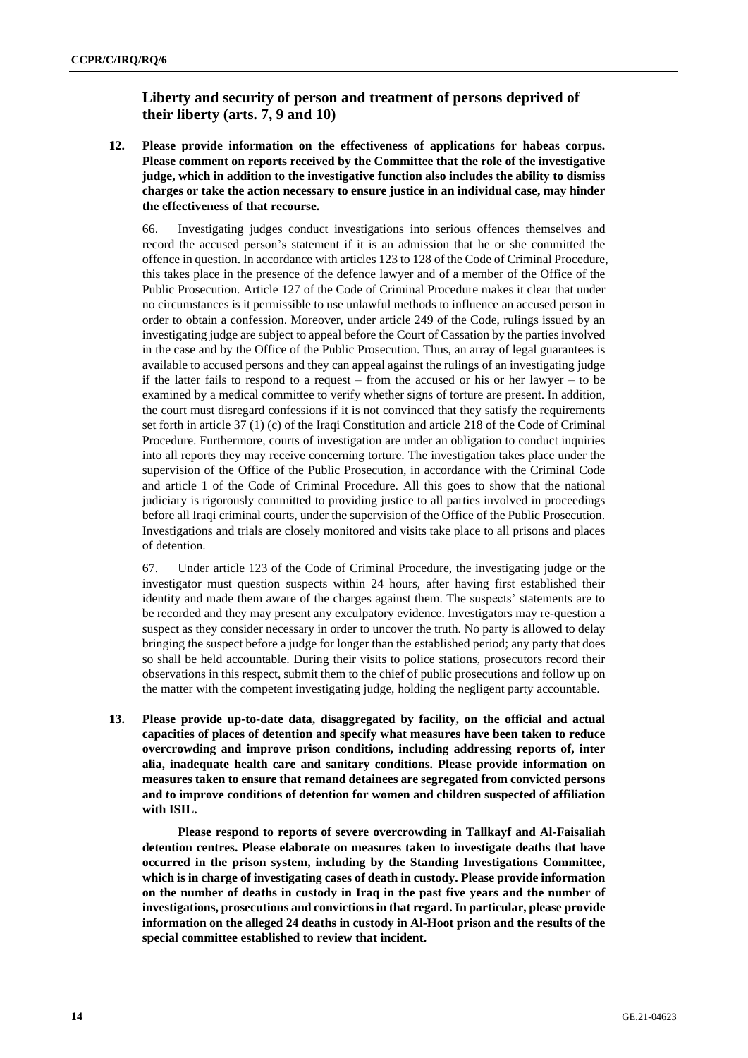## Liberty and security of person and treatment of persons deprived of their liberty (arts. 7, 9 and 10)

**12. Please provide information on the effectiveness of applications for habeas corpus. Please comment on reports received by the Committee that the role of the investigative judge, which in addition to the investigative function also includes the ability to dismiss charges or take the action necessary to ensure justice in an individual case, may hinder the effectiveness of that recourse.**

66. Investigating judges conduct investigations into serious offences themselves and record the accused person's statement if it is an admission that he or she committed the offence in question. In accordance with articles 123 to 128 of the Code of Criminal Procedure, this takes place in the presence of the defence lawyer and of a member of the Office of the Public Prosecution. Article 127 of the Code of Criminal Procedure makes it clear that under no circumstances is it permissible to use unlawful methods to influence an accused person in order to obtain a confession. Moreover, under article 249 of the Code, rulings issued by an investigating judge are subject to appeal before the Court of Cassation by the parties involved in the case and by the Office of the Public Prosecution. Thus, an array of legal guarantees is available to accused persons and they can appeal against the rulings of an investigating judge if the latter fails to respond to a request – from the accused or his or her lawyer – to be examined by a medical committee to verify whether signs of torture are present. In addition, the court must disregard confessions if it is not convinced that they satisfy the requirements set forth in article 37 (1) (c) of the Iraqi Constitution and article 218 of the Code of Criminal Procedure. Furthermore, courts of investigation are under an obligation to conduct inquiries into all reports they may receive concerning torture. The investigation takes place under the supervision of the Office of the Public Prosecution, in accordance with the Criminal Code and article 1 of the Code of Criminal Procedure. All this goes to show that the national judiciary is rigorously committed to providing justice to all parties involved in proceedings before all Iraqi criminal courts, under the supervision of the Office of the Public Prosecution. Investigations and trials are closely monitored and visits take place to all prisons and places of detention.

67. Under article 123 of the Code of Criminal Procedure, the investigating judge or the investigator must question suspects within 24 hours, after having first established their identity and made them aware of the charges against them. The suspects' statements are to be recorded and they may present any exculpatory evidence. Investigators may re-question a suspect as they consider necessary in order to uncover the truth. No party is allowed to delay bringing the suspect before a judge for longer than the established period; any party that does so shall be held accountable. During their visits to police stations, prosecutors record their observations in this respect, submit them to the chief of public prosecutions and follow up on the matter with the competent investigating judge, holding the negligent party accountable.

**13. Please provide up-to-date data, disaggregated by facility, on the official and actual capacities of places of detention and specify what measures have been taken to reduce overcrowding and improve prison conditions, including addressing reports of, inter alia, inadequate health care and sanitary conditions. Please provide information on measures taken to ensure that remand detainees are segregated from convicted persons and to improve conditions of detention for women and children suspected of affiliation with ISIL.**

**Please respond to reports of severe overcrowding in Tallkayf and Al-Faisaliah detention centres. Please elaborate on measures taken to investigate deaths that have occurred in the prison system, including by the Standing Investigations Committee, which is in charge of investigating cases of death in custody. Please provide information on the number of deaths in custody in Iraq in the past five years and the number of investigations, prosecutions and convictions in that regard. In particular, please provide information on the alleged 24 deaths in custody in Al-Hoot prison and the results of the special committee established to review that incident.**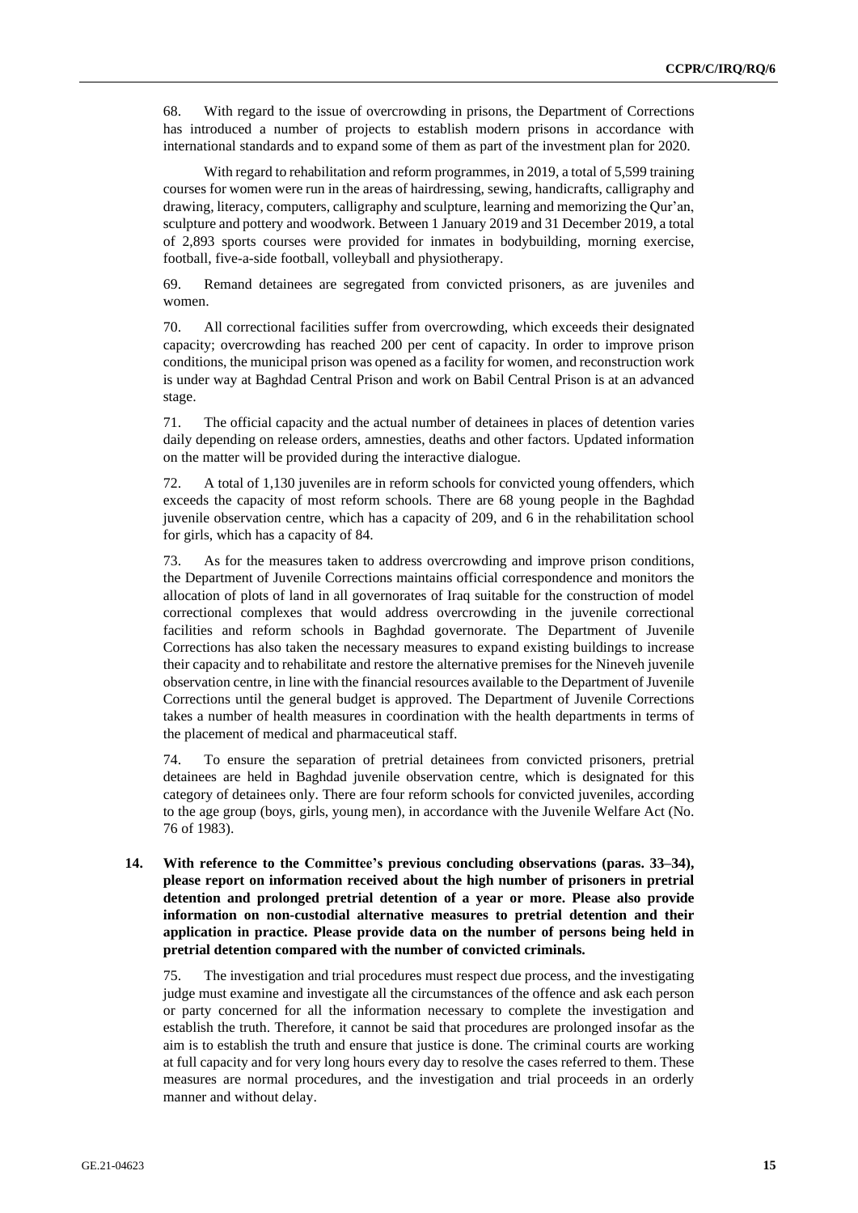68. With regard to the issue of overcrowding in prisons, the Department of Corrections has introduced a number of projects to establish modern prisons in accordance with international standards and to expand some of them as part of the investment plan for 2020.

With regard to rehabilitation and reform programmes, in 2019, a total of 5,599 training courses for women were run in the areas of hairdressing, sewing, handicrafts, calligraphy and drawing, literacy, computers, calligraphy and sculpture, learning and memorizing the Qur'an, sculpture and pottery and woodwork. Between 1 January 2019 and 31 December 2019, a total of 2,893 sports courses were provided for inmates in bodybuilding, morning exercise, football, five-a-side football, volleyball and physiotherapy.

69. Remand detainees are segregated from convicted prisoners, as are juveniles and women.

70. All correctional facilities suffer from overcrowding, which exceeds their designated capacity; overcrowding has reached 200 per cent of capacity. In order to improve prison conditions, the municipal prison was opened as a facility for women, and reconstruction work is under way at Baghdad Central Prison and work on Babil Central Prison is at an advanced stage.

71. The official capacity and the actual number of detainees in places of detention varies daily depending on release orders, amnesties, deaths and other factors. Updated information on the matter will be provided during the interactive dialogue.

72. A total of 1,130 juveniles are in reform schools for convicted young offenders, which exceeds the capacity of most reform schools. There are 68 young people in the Baghdad juvenile observation centre, which has a capacity of 209, and 6 in the rehabilitation school for girls, which has a capacity of 84.

73. As for the measures taken to address overcrowding and improve prison conditions, the Department of Juvenile Corrections maintains official correspondence and monitors the allocation of plots of land in all governorates of Iraq suitable for the construction of model correctional complexes that would address overcrowding in the juvenile correctional facilities and reform schools in Baghdad governorate. The Department of Juvenile Corrections has also taken the necessary measures to expand existing buildings to increase their capacity and to rehabilitate and restore the alternative premises for the Nineveh juvenile observation centre, in line with the financial resources available to the Department of Juvenile Corrections until the general budget is approved. The Department of Juvenile Corrections takes a number of health measures in coordination with the health departments in terms of the placement of medical and pharmaceutical staff.

74. To ensure the separation of pretrial detainees from convicted prisoners, pretrial detainees are held in Baghdad juvenile observation centre, which is designated for this category of detainees only. There are four reform schools for convicted juveniles, according to the age group (boys, girls, young men), in accordance with the Juvenile Welfare Act (No. 76 of 1983).

**14. With reference to the Committee's previous concluding observations (paras. 33–34), please report on information received about the high number of prisoners in pretrial detention and prolonged pretrial detention of a year or more. Please also provide information on non-custodial alternative measures to pretrial detention and their application in practice. Please provide data on the number of persons being held in pretrial detention compared with the number of convicted criminals.**

75. The investigation and trial procedures must respect due process, and the investigating judge must examine and investigate all the circumstances of the offence and ask each person or party concerned for all the information necessary to complete the investigation and establish the truth. Therefore, it cannot be said that procedures are prolonged insofar as the aim is to establish the truth and ensure that justice is done. The criminal courts are working at full capacity and for very long hours every day to resolve the cases referred to them. These measures are normal procedures, and the investigation and trial proceeds in an orderly manner and without delay.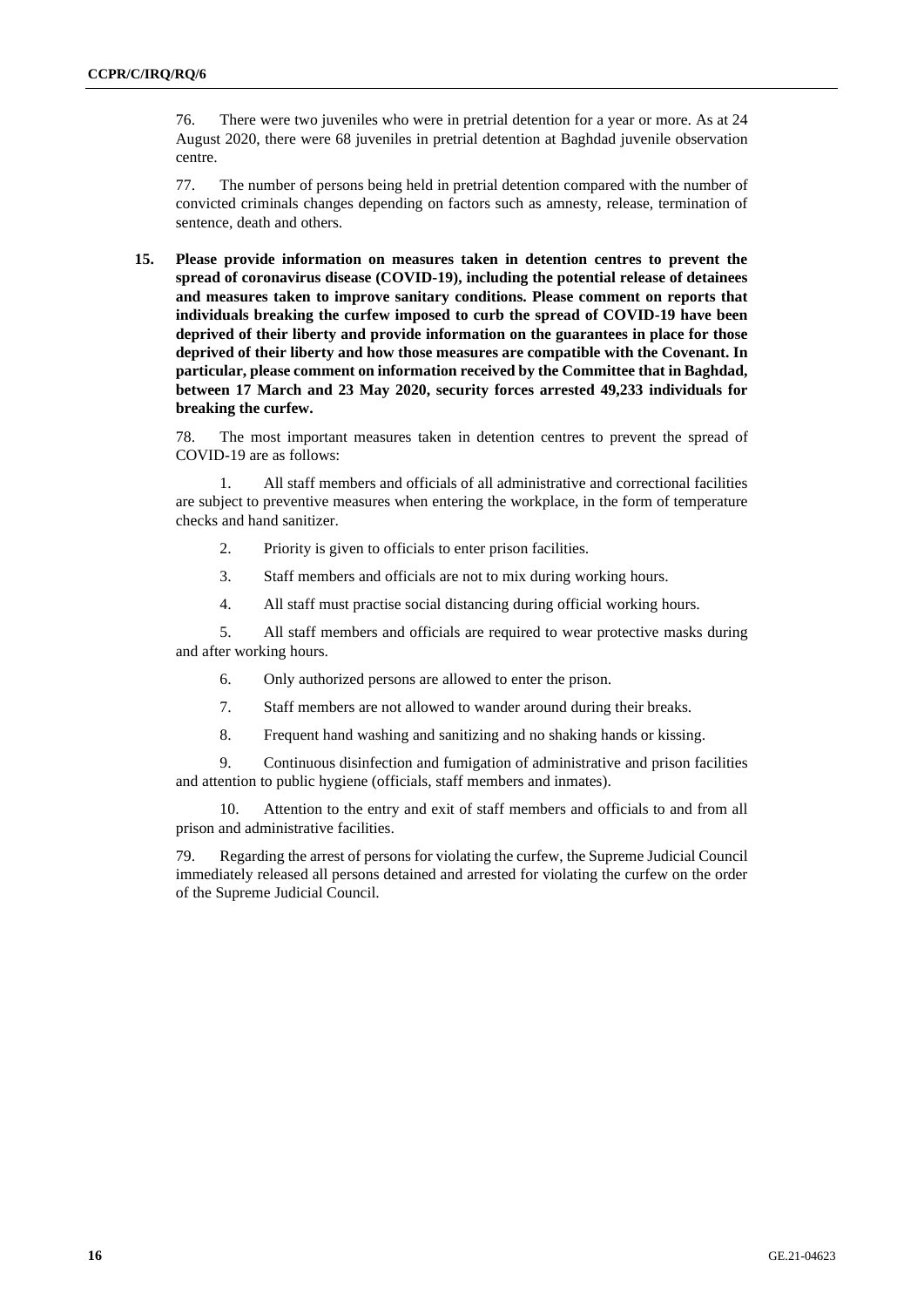76. There were two juveniles who were in pretrial detention for a year or more. As at 24 August 2020, there were 68 juveniles in pretrial detention at Baghdad juvenile observation centre.

77. The number of persons being held in pretrial detention compared with the number of convicted criminals changes depending on factors such as amnesty, release, termination of sentence, death and others.

**15. Please provide information on measures taken in detention centres to prevent the spread of coronavirus disease (COVID-19), including the potential release of detainees and measures taken to improve sanitary conditions. Please comment on reports that individuals breaking the curfew imposed to curb the spread of COVID-19 have been deprived of their liberty and provide information on the guarantees in place for those deprived of their liberty and how those measures are compatible with the Covenant. In particular, please comment on information received by the Committee that in Baghdad, between 17 March and 23 May 2020, security forces arrested 49,233 individuals for breaking the curfew.**

78. The most important measures taken in detention centres to prevent the spread of COVID-19 are as follows:

1. All staff members and officials of all administrative and correctional facilities are subject to preventive measures when entering the workplace, in the form of temperature checks and hand sanitizer.

2. Priority is given to officials to enter prison facilities.

3. Staff members and officials are not to mix during working hours.

4. All staff must practise social distancing during official working hours.

5. All staff members and officials are required to wear protective masks during and after working hours.

6. Only authorized persons are allowed to enter the prison.

7. Staff members are not allowed to wander around during their breaks.

8. Frequent hand washing and sanitizing and no shaking hands or kissing.

9. Continuous disinfection and fumigation of administrative and prison facilities and attention to public hygiene (officials, staff members and inmates).

10. Attention to the entry and exit of staff members and officials to and from all prison and administrative facilities.

79. Regarding the arrest of persons for violating the curfew, the Supreme Judicial Council immediately released all persons detained and arrested for violating the curfew on the order of the Supreme Judicial Council.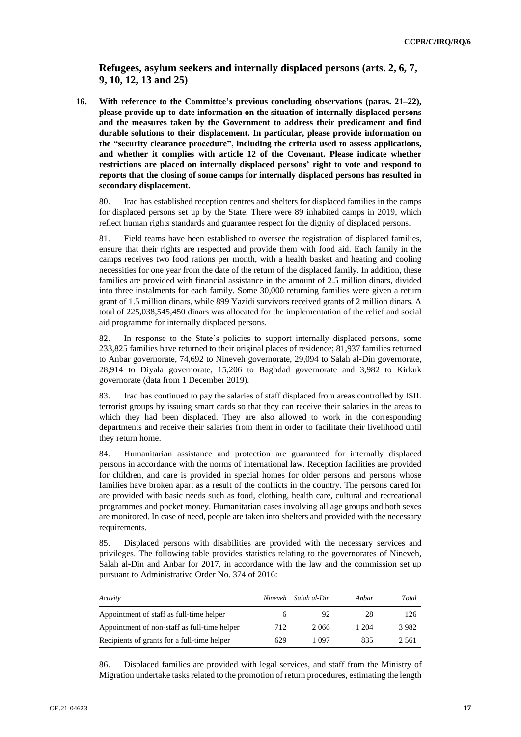## Refugees, asylum seekers and internally displaced persons (arts. 2, 6, 7, 9, 10, 12, 13 and 25)

**16. With reference to the Committee's previous concluding observations (paras. 21–22), please provide up-to-date information on the situation of internally displaced persons and the measures taken by the Government to address their predicament and find durable solutions to their displacement. In particular, please provide information on the "security clearance procedure", including the criteria used to assess applications, and whether it complies with article 12 of the Covenant. Please indicate whether restrictions are placed on internally displaced persons' right to vote and respond to reports that the closing of some camps for internally displaced persons has resulted in secondary displacement.**

80. Iraq has established reception centres and shelters for displaced families in the camps for displaced persons set up by the State. There were 89 inhabited camps in 2019, which reflect human rights standards and guarantee respect for the dignity of displaced persons.

81. Field teams have been established to oversee the registration of displaced families, ensure that their rights are respected and provide them with food aid. Each family in the camps receives two food rations per month, with a health basket and heating and cooling necessities for one year from the date of the return of the displaced family. In addition, these families are provided with financial assistance in the amount of 2.5 million dinars, divided into three instalments for each family. Some 30,000 returning families were given a return grant of 1.5 million dinars, while 899 Yazidi survivors received grants of 2 million dinars. A total of 225,038,545,450 dinars was allocated for the implementation of the relief and social aid programme for internally displaced persons.

82. In response to the State's policies to support internally displaced persons, some 233,825 families have returned to their original places of residence; 81,937 families returned to Anbar governorate, 74,692 to Nineveh governorate, 29,094 to Salah al-Din governorate, 28,914 to Diyala governorate, 15,206 to Baghdad governorate and 3,982 to Kirkuk governorate (data from 1 December 2019).

83. Iraq has continued to pay the salaries of staff displaced from areas controlled by ISIL terrorist groups by issuing smart cards so that they can receive their salaries in the areas to which they had been displaced. They are also allowed to work in the corresponding departments and receive their salaries from them in order to facilitate their livelihood until they return home.

84. Humanitarian assistance and protection are guaranteed for internally displaced persons in accordance with the norms of international law. Reception facilities are provided for children, and care is provided in special homes for older persons and persons whose families have broken apart as a result of the conflicts in the country. The persons cared for are provided with basic needs such as food, clothing, health care, cultural and recreational programmes and pocket money. Humanitarian cases involving all age groups and both sexes are monitored. In case of need, people are taken into shelters and provided with the necessary requirements.

85. Displaced persons with disabilities are provided with the necessary services and privileges. The following table provides statistics relating to the governorates of Nineveh, Salah al-Din and Anbar for 2017, in accordance with the law and the commission set up pursuant to Administrative Order No. 374 of 2016:

| *Activity* | *Nineveh* | *Salah al-Din* | *Anbar* | *Total* |
|---|---|---|---|---|
| Appointment of staff as full-time helper | 6 | 92 | 28 | 126 |
| Appointment of non-staff as full-time helper | 712 | 2 066 | 1 204 | 3 982 |
| Recipients of grants for a full-time helper | 629 | 1 097 | 835 | 2 561 |

86. Displaced families are provided with legal services, and staff from the Ministry of Migration undertake tasks related to the promotion of return procedures, estimating the length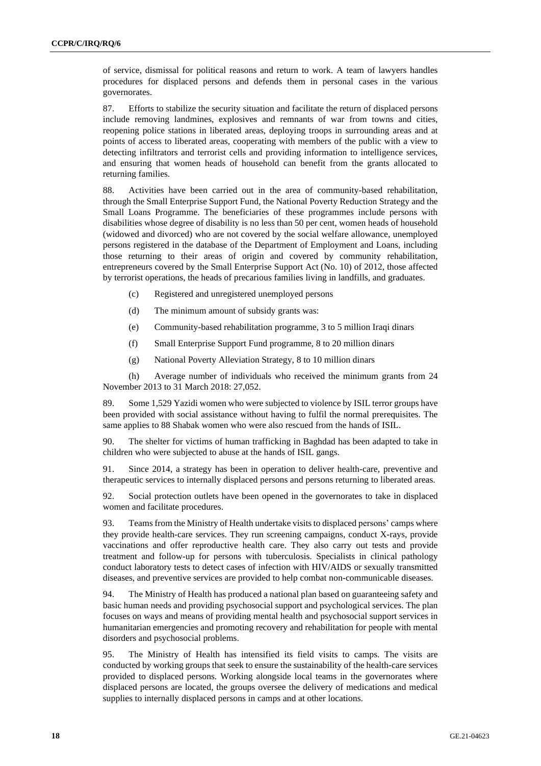of service, dismissal for political reasons and return to work. A team of lawyers handles procedures for displaced persons and defends them in personal cases in the various governorates.

87. Efforts to stabilize the security situation and facilitate the return of displaced persons include removing landmines, explosives and remnants of war from towns and cities, reopening police stations in liberated areas, deploying troops in surrounding areas and at points of access to liberated areas, cooperating with members of the public with a view to detecting infiltrators and terrorist cells and providing information to intelligence services, and ensuring that women heads of household can benefit from the grants allocated to returning families.

88. Activities have been carried out in the area of community-based rehabilitation, through the Small Enterprise Support Fund, the National Poverty Reduction Strategy and the Small Loans Programme. The beneficiaries of these programmes include persons with disabilities whose degree of disability is no less than 50 per cent, women heads of household (widowed and divorced) who are not covered by the social welfare allowance, unemployed persons registered in the database of the Department of Employment and Loans, including those returning to their areas of origin and covered by community rehabilitation, entrepreneurs covered by the Small Enterprise Support Act (No. 10) of 2012, those affected by terrorist operations, the heads of precarious families living in landfills, and graduates.

(c) Registered and unregistered unemployed persons

(d) The minimum amount of subsidy grants was:

(e) Community-based rehabilitation programme, 3 to 5 million Iraqi dinars

(f) Small Enterprise Support Fund programme, 8 to 20 million dinars

(g) National Poverty Alleviation Strategy, 8 to 10 million dinars

(h) Average number of individuals who received the minimum grants from 24 November 2013 to 31 March 2018: 27,052.

89. Some 1,529 Yazidi women who were subjected to violence by ISIL terror groups have been provided with social assistance without having to fulfil the normal prerequisites. The same applies to 88 Shabak women who were also rescued from the hands of ISIL.

90. The shelter for victims of human trafficking in Baghdad has been adapted to take in children who were subjected to abuse at the hands of ISIL gangs.

91. Since 2014, a strategy has been in operation to deliver health-care, preventive and therapeutic services to internally displaced persons and persons returning to liberated areas.

92. Social protection outlets have been opened in the governorates to take in displaced women and facilitate procedures.

93. Teams from the Ministry of Health undertake visits to displaced persons' camps where they provide health-care services. They run screening campaigns, conduct X-rays, provide vaccinations and offer reproductive health care. They also carry out tests and provide treatment and follow-up for persons with tuberculosis. Specialists in clinical pathology conduct laboratory tests to detect cases of infection with HIV/AIDS or sexually transmitted diseases, and preventive services are provided to help combat non-communicable diseases.

94. The Ministry of Health has produced a national plan based on guaranteeing safety and basic human needs and providing psychosocial support and psychological services. The plan focuses on ways and means of providing mental health and psychosocial support services in humanitarian emergencies and promoting recovery and rehabilitation for people with mental disorders and psychosocial problems.

95. The Ministry of Health has intensified its field visits to camps. The visits are conducted by working groups that seek to ensure the sustainability of the health-care services provided to displaced persons. Working alongside local teams in the governorates where displaced persons are located, the groups oversee the delivery of medications and medical supplies to internally displaced persons in camps and at other locations.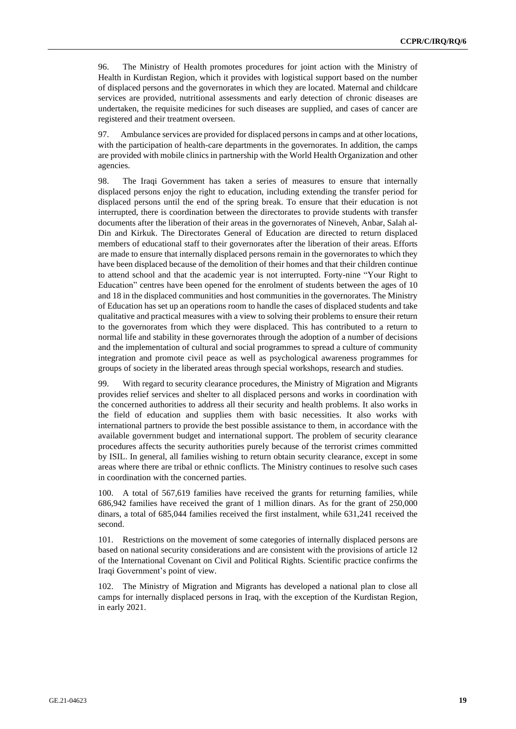96. The Ministry of Health promotes procedures for joint action with the Ministry of Health in Kurdistan Region, which it provides with logistical support based on the number of displaced persons and the governorates in which they are located. Maternal and childcare services are provided, nutritional assessments and early detection of chronic diseases are undertaken, the requisite medicines for such diseases are supplied, and cases of cancer are registered and their treatment overseen.

97. Ambulance services are provided for displaced persons in camps and at other locations, with the participation of health-care departments in the governorates. In addition, the camps are provided with mobile clinics in partnership with the World Health Organization and other agencies.

98. The Iraqi Government has taken a series of measures to ensure that internally displaced persons enjoy the right to education, including extending the transfer period for displaced persons until the end of the spring break. To ensure that their education is not interrupted, there is coordination between the directorates to provide students with transfer documents after the liberation of their areas in the governorates of Nineveh, Anbar, Salah al-Din and Kirkuk. The Directorates General of Education are directed to return displaced members of educational staff to their governorates after the liberation of their areas. Efforts are made to ensure that internally displaced persons remain in the governorates to which they have been displaced because of the demolition of their homes and that their children continue to attend school and that the academic year is not interrupted. Forty-nine "Your Right to Education" centres have been opened for the enrolment of students between the ages of 10 and 18 in the displaced communities and host communities in the governorates. The Ministry of Education has set up an operations room to handle the cases of displaced students and take qualitative and practical measures with a view to solving their problems to ensure their return to the governorates from which they were displaced. This has contributed to a return to normal life and stability in these governorates through the adoption of a number of decisions and the implementation of cultural and social programmes to spread a culture of community integration and promote civil peace as well as psychological awareness programmes for groups of society in the liberated areas through special workshops, research and studies.

99. With regard to security clearance procedures, the Ministry of Migration and Migrants provides relief services and shelter to all displaced persons and works in coordination with the concerned authorities to address all their security and health problems. It also works in the field of education and supplies them with basic necessities. It also works with international partners to provide the best possible assistance to them, in accordance with the available government budget and international support. The problem of security clearance procedures affects the security authorities purely because of the terrorist crimes committed by ISIL. In general, all families wishing to return obtain security clearance, except in some areas where there are tribal or ethnic conflicts. The Ministry continues to resolve such cases in coordination with the concerned parties.

100. A total of 567,619 families have received the grants for returning families, while 686,942 families have received the grant of 1 million dinars. As for the grant of 250,000 dinars, a total of 685,044 families received the first instalment, while 631,241 received the second.

101. Restrictions on the movement of some categories of internally displaced persons are based on national security considerations and are consistent with the provisions of article 12 of the International Covenant on Civil and Political Rights. Scientific practice confirms the Iraqi Government's point of view.

102. The Ministry of Migration and Migrants has developed a national plan to close all camps for internally displaced persons in Iraq, with the exception of the Kurdistan Region, in early 2021.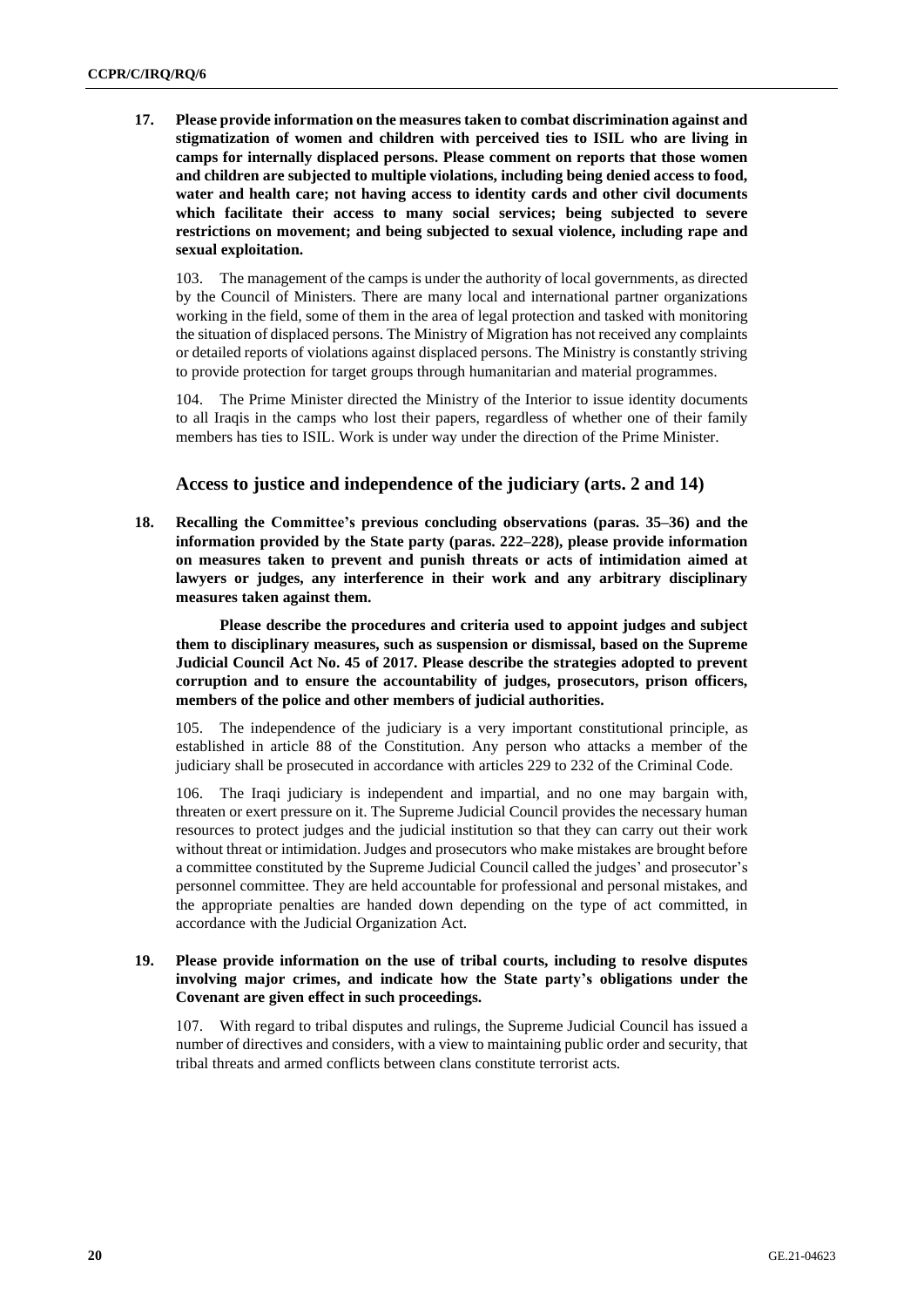**17. Please provide information on the measures taken to combat discrimination against and stigmatization of women and children with perceived ties to ISIL who are living in camps for internally displaced persons. Please comment on reports that those women and children are subjected to multiple violations, including being denied access to food, water and health care; not having access to identity cards and other civil documents which facilitate their access to many social services; being subjected to severe restrictions on movement; and being subjected to sexual violence, including rape and sexual exploitation.**

103. The management of the camps is under the authority of local governments, as directed by the Council of Ministers. There are many local and international partner organizations working in the field, some of them in the area of legal protection and tasked with monitoring the situation of displaced persons. The Ministry of Migration has not received any complaints or detailed reports of violations against displaced persons. The Ministry is constantly striving to provide protection for target groups through humanitarian and material programmes.

104. The Prime Minister directed the Ministry of the Interior to issue identity documents to all Iraqis in the camps who lost their papers, regardless of whether one of their family members has ties to ISIL. Work is under way under the direction of the Prime Minister.

## Access to justice and independence of the judiciary (arts. 2 and 14)

**18. Recalling the Committee's previous concluding observations (paras. 35–36) and the information provided by the State party (paras. 222–228), please provide information on measures taken to prevent and punish threats or acts of intimidation aimed at lawyers or judges, any interference in their work and any arbitrary disciplinary measures taken against them.**

**Please describe the procedures and criteria used to appoint judges and subject them to disciplinary measures, such as suspension or dismissal, based on the Supreme Judicial Council Act No. 45 of 2017. Please describe the strategies adopted to prevent corruption and to ensure the accountability of judges, prosecutors, prison officers, members of the police and other members of judicial authorities.**

105. The independence of the judiciary is a very important constitutional principle, as established in article 88 of the Constitution. Any person who attacks a member of the judiciary shall be prosecuted in accordance with articles 229 to 232 of the Criminal Code.

106. The Iraqi judiciary is independent and impartial, and no one may bargain with, threaten or exert pressure on it. The Supreme Judicial Council provides the necessary human resources to protect judges and the judicial institution so that they can carry out their work without threat or intimidation. Judges and prosecutors who make mistakes are brought before a committee constituted by the Supreme Judicial Council called the judges' and prosecutor's personnel committee. They are held accountable for professional and personal mistakes, and the appropriate penalties are handed down depending on the type of act committed, in accordance with the Judicial Organization Act.

**19. Please provide information on the use of tribal courts, including to resolve disputes involving major crimes, and indicate how the State party's obligations under the Covenant are given effect in such proceedings.**

107. With regard to tribal disputes and rulings, the Supreme Judicial Council has issued a number of directives and considers, with a view to maintaining public order and security, that tribal threats and armed conflicts between clans constitute terrorist acts.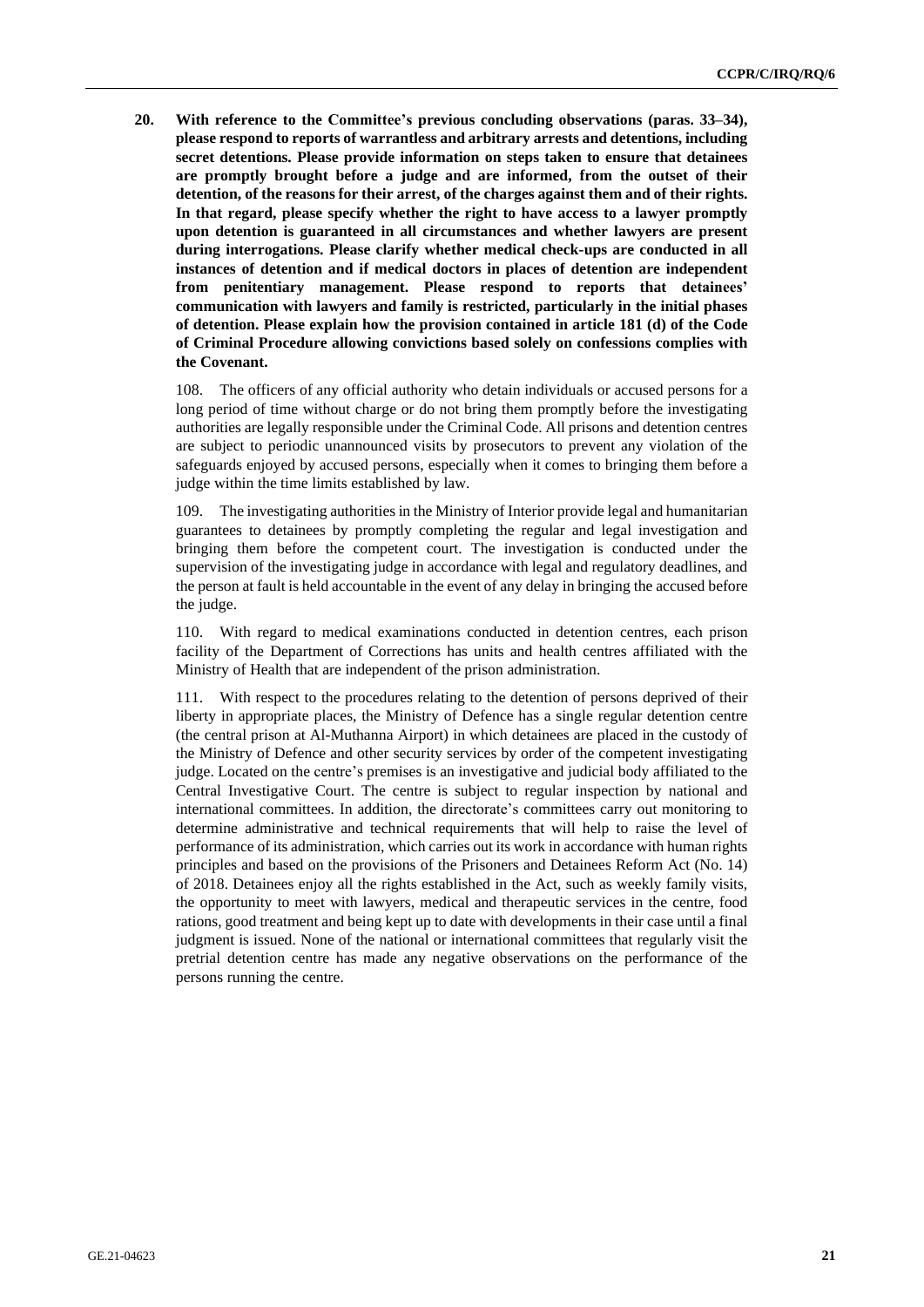**20. With reference to the Committee's previous concluding observations (paras. 33–34), please respond to reports of warrantless and arbitrary arrests and detentions, including secret detentions. Please provide information on steps taken to ensure that detainees are promptly brought before a judge and are informed, from the outset of their detention, of the reasons for their arrest, of the charges against them and of their rights. In that regard, please specify whether the right to have access to a lawyer promptly upon detention is guaranteed in all circumstances and whether lawyers are present during interrogations. Please clarify whether medical check-ups are conducted in all instances of detention and if medical doctors in places of detention are independent from penitentiary management. Please respond to reports that detainees' communication with lawyers and family is restricted, particularly in the initial phases of detention. Please explain how the provision contained in article 181 (d) of the Code of Criminal Procedure allowing convictions based solely on confessions complies with the Covenant.**

108. The officers of any official authority who detain individuals or accused persons for a long period of time without charge or do not bring them promptly before the investigating authorities are legally responsible under the Criminal Code. All prisons and detention centres are subject to periodic unannounced visits by prosecutors to prevent any violation of the safeguards enjoyed by accused persons, especially when it comes to bringing them before a judge within the time limits established by law.

109. The investigating authorities in the Ministry of Interior provide legal and humanitarian guarantees to detainees by promptly completing the regular and legal investigation and bringing them before the competent court. The investigation is conducted under the supervision of the investigating judge in accordance with legal and regulatory deadlines, and the person at fault is held accountable in the event of any delay in bringing the accused before the judge.

110. With regard to medical examinations conducted in detention centres, each prison facility of the Department of Corrections has units and health centres affiliated with the Ministry of Health that are independent of the prison administration.

111. With respect to the procedures relating to the detention of persons deprived of their liberty in appropriate places, the Ministry of Defence has a single regular detention centre (the central prison at Al-Muthanna Airport) in which detainees are placed in the custody of the Ministry of Defence and other security services by order of the competent investigating judge. Located on the centre's premises is an investigative and judicial body affiliated to the Central Investigative Court. The centre is subject to regular inspection by national and international committees. In addition, the directorate's committees carry out monitoring to determine administrative and technical requirements that will help to raise the level of performance of its administration, which carries out its work in accordance with human rights principles and based on the provisions of the Prisoners and Detainees Reform Act (No. 14) of 2018. Detainees enjoy all the rights established in the Act, such as weekly family visits, the opportunity to meet with lawyers, medical and therapeutic services in the centre, food rations, good treatment and being kept up to date with developments in their case until a final judgment is issued. None of the national or international committees that regularly visit the pretrial detention centre has made any negative observations on the performance of the persons running the centre.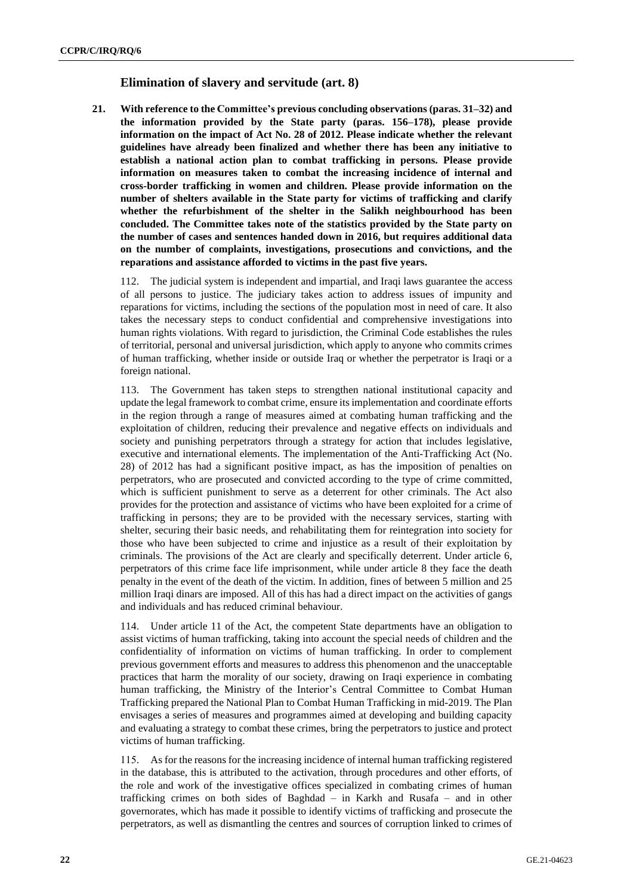## Elimination of slavery and servitude (art. 8)

**21. With reference to the Committee's previous concluding observations (paras. 31–32) and the information provided by the State party (paras. 156–178), please provide information on the impact of Act No. 28 of 2012. Please indicate whether the relevant guidelines have already been finalized and whether there has been any initiative to establish a national action plan to combat trafficking in persons. Please provide information on measures taken to combat the increasing incidence of internal and cross-border trafficking in women and children. Please provide information on the number of shelters available in the State party for victims of trafficking and clarify whether the refurbishment of the shelter in the Salikh neighbourhood has been concluded. The Committee takes note of the statistics provided by the State party on the number of cases and sentences handed down in 2016, but requires additional data on the number of complaints, investigations, prosecutions and convictions, and the reparations and assistance afforded to victims in the past five years.**

112. The judicial system is independent and impartial, and Iraqi laws guarantee the access of all persons to justice. The judiciary takes action to address issues of impunity and reparations for victims, including the sections of the population most in need of care. It also takes the necessary steps to conduct confidential and comprehensive investigations into human rights violations. With regard to jurisdiction, the Criminal Code establishes the rules of territorial, personal and universal jurisdiction, which apply to anyone who commits crimes of human trafficking, whether inside or outside Iraq or whether the perpetrator is Iraqi or a foreign national.

113. The Government has taken steps to strengthen national institutional capacity and update the legal framework to combat crime, ensure its implementation and coordinate efforts in the region through a range of measures aimed at combating human trafficking and the exploitation of children, reducing their prevalence and negative effects on individuals and society and punishing perpetrators through a strategy for action that includes legislative, executive and international elements. The implementation of the Anti-Trafficking Act (No. 28) of 2012 has had a significant positive impact, as has the imposition of penalties on perpetrators, who are prosecuted and convicted according to the type of crime committed, which is sufficient punishment to serve as a deterrent for other criminals. The Act also provides for the protection and assistance of victims who have been exploited for a crime of trafficking in persons; they are to be provided with the necessary services, starting with shelter, securing their basic needs, and rehabilitating them for reintegration into society for those who have been subjected to crime and injustice as a result of their exploitation by criminals. The provisions of the Act are clearly and specifically deterrent. Under article 6, perpetrators of this crime face life imprisonment, while under article 8 they face the death penalty in the event of the death of the victim. In addition, fines of between 5 million and 25 million Iraqi dinars are imposed. All of this has had a direct impact on the activities of gangs and individuals and has reduced criminal behaviour.

114. Under article 11 of the Act, the competent State departments have an obligation to assist victims of human trafficking, taking into account the special needs of children and the confidentiality of information on victims of human trafficking. In order to complement previous government efforts and measures to address this phenomenon and the unacceptable practices that harm the morality of our society, drawing on Iraqi experience in combating human trafficking, the Ministry of the Interior's Central Committee to Combat Human Trafficking prepared the National Plan to Combat Human Trafficking in mid-2019. The Plan envisages a series of measures and programmes aimed at developing and building capacity and evaluating a strategy to combat these crimes, bring the perpetrators to justice and protect victims of human trafficking.

115. As for the reasons for the increasing incidence of internal human trafficking registered in the database, this is attributed to the activation, through procedures and other efforts, of the role and work of the investigative offices specialized in combating crimes of human trafficking crimes on both sides of Baghdad – in Karkh and Rusafa – and in other governorates, which has made it possible to identify victims of trafficking and prosecute the perpetrators, as well as dismantling the centres and sources of corruption linked to crimes of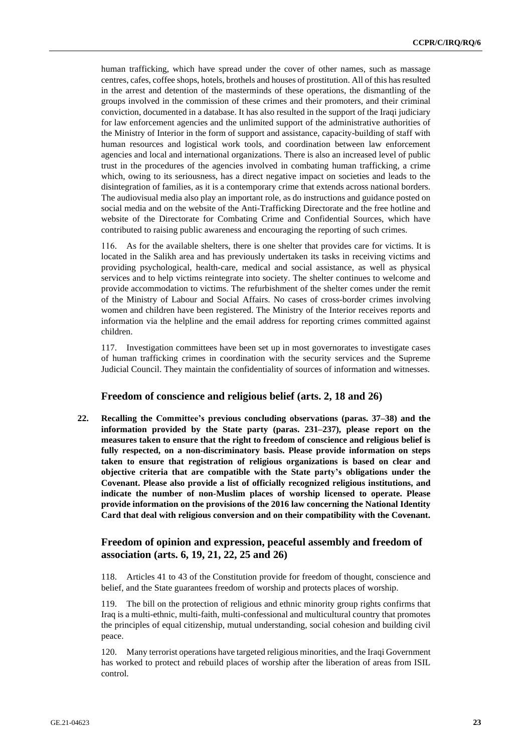human trafficking, which have spread under the cover of other names, such as massage centres, cafes, coffee shops, hotels, brothels and houses of prostitution. All of this has resulted in the arrest and detention of the masterminds of these operations, the dismantling of the groups involved in the commission of these crimes and their promoters, and their criminal conviction, documented in a database. It has also resulted in the support of the Iraqi judiciary for law enforcement agencies and the unlimited support of the administrative authorities of the Ministry of Interior in the form of support and assistance, capacity-building of staff with human resources and logistical work tools, and coordination between law enforcement agencies and local and international organizations. There is also an increased level of public trust in the procedures of the agencies involved in combating human trafficking, a crime which, owing to its seriousness, has a direct negative impact on societies and leads to the disintegration of families, as it is a contemporary crime that extends across national borders. The audiovisual media also play an important role, as do instructions and guidance posted on social media and on the website of the Anti-Trafficking Directorate and the free hotline and website of the Directorate for Combating Crime and Confidential Sources, which have contributed to raising public awareness and encouraging the reporting of such crimes.

116. As for the available shelters, there is one shelter that provides care for victims. It is located in the Salikh area and has previously undertaken its tasks in receiving victims and providing psychological, health-care, medical and social assistance, as well as physical services and to help victims reintegrate into society. The shelter continues to welcome and provide accommodation to victims. The refurbishment of the shelter comes under the remit of the Ministry of Labour and Social Affairs. No cases of cross-border crimes involving women and children have been registered. The Ministry of the Interior receives reports and information via the helpline and the email address for reporting crimes committed against children.

117. Investigation committees have been set up in most governorates to investigate cases of human trafficking crimes in coordination with the security services and the Supreme Judicial Council. They maintain the confidentiality of sources of information and witnesses.

### Freedom of conscience and religious belief (arts. 2, 18 and 26)

**22. Recalling the Committee's previous concluding observations (paras. 37–38) and the information provided by the State party (paras. 231–237), please report on the measures taken to ensure that the right to freedom of conscience and religious belief is fully respected, on a non-discriminatory basis. Please provide information on steps taken to ensure that registration of religious organizations is based on clear and objective criteria that are compatible with the State party's obligations under the Covenant. Please also provide a list of officially recognized religious institutions, and indicate the number of non-Muslim places of worship licensed to operate. Please provide information on the provisions of the 2016 law concerning the National Identity Card that deal with religious conversion and on their compatibility with the Covenant.**

### Freedom of opinion and expression, peaceful assembly and freedom of association (arts. 6, 19, 21, 22, 25 and 26)

118. Articles 41 to 43 of the Constitution provide for freedom of thought, conscience and belief, and the State guarantees freedom of worship and protects places of worship.

119. The bill on the protection of religious and ethnic minority group rights confirms that Iraq is a multi-ethnic, multi-faith, multi-confessional and multicultural country that promotes the principles of equal citizenship, mutual understanding, social cohesion and building civil peace.

120. Many terrorist operations have targeted religious minorities, and the Iraqi Government has worked to protect and rebuild places of worship after the liberation of areas from ISIL control.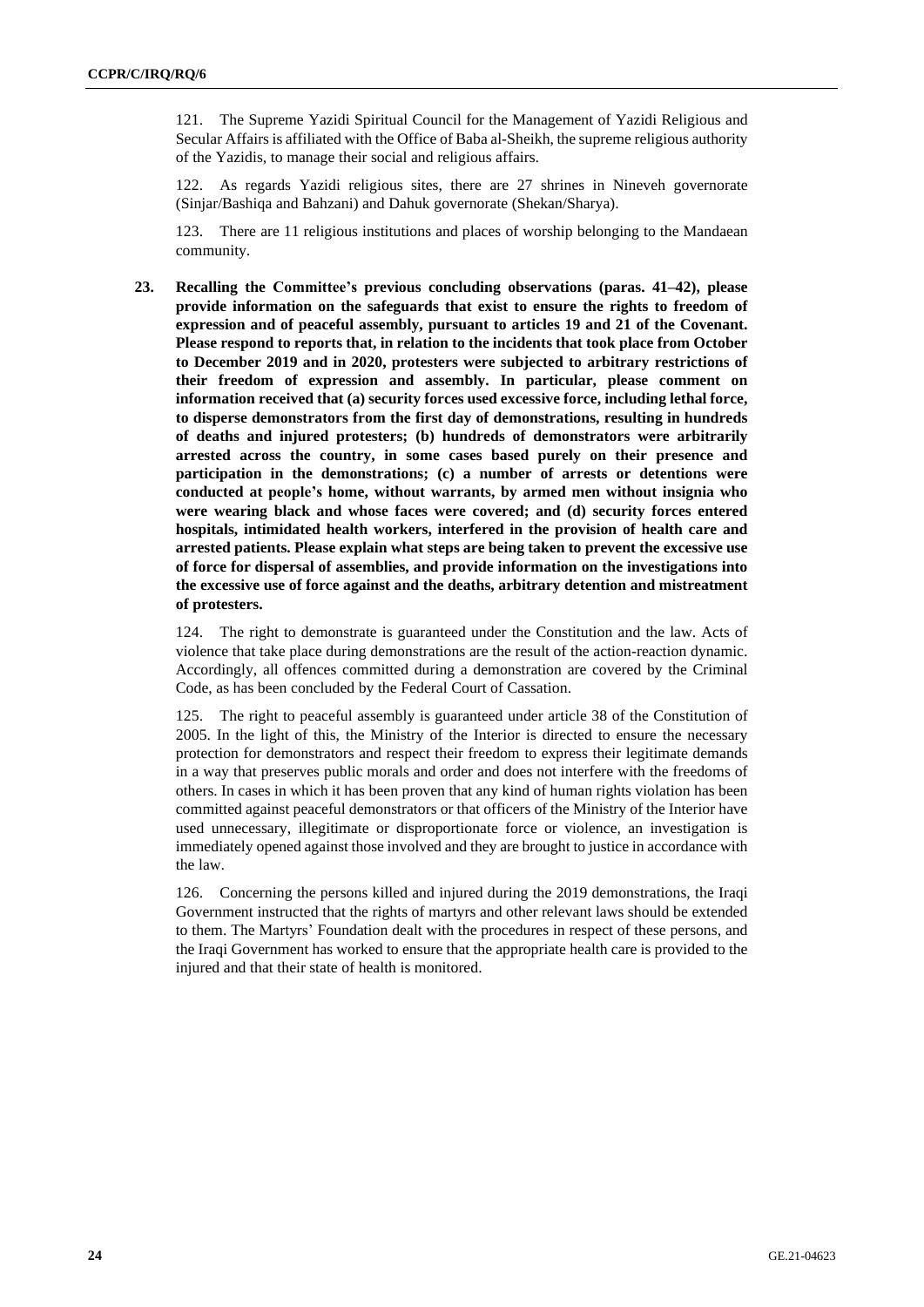121. The Supreme Yazidi Spiritual Council for the Management of Yazidi Religious and Secular Affairs is affiliated with the Office of Baba al-Sheikh, the supreme religious authority of the Yazidis, to manage their social and religious affairs.

122. As regards Yazidi religious sites, there are 27 shrines in Nineveh governorate (Sinjar/Bashiqa and Bahzani) and Dahuk governorate (Shekan/Sharya).

123. There are 11 religious institutions and places of worship belonging to the Mandaean community.

**23. Recalling the Committee's previous concluding observations (paras. 41–42), please provide information on the safeguards that exist to ensure the rights to freedom of expression and of peaceful assembly, pursuant to articles 19 and 21 of the Covenant. Please respond to reports that, in relation to the incidents that took place from October to December 2019 and in 2020, protesters were subjected to arbitrary restrictions of their freedom of expression and assembly. In particular, please comment on information received that (a) security forces used excessive force, including lethal force, to disperse demonstrators from the first day of demonstrations, resulting in hundreds of deaths and injured protesters; (b) hundreds of demonstrators were arbitrarily arrested across the country, in some cases based purely on their presence and participation in the demonstrations; (c) a number of arrests or detentions were conducted at people's home, without warrants, by armed men without insignia who were wearing black and whose faces were covered; and (d) security forces entered hospitals, intimidated health workers, interfered in the provision of health care and arrested patients. Please explain what steps are being taken to prevent the excessive use of force for dispersal of assemblies, and provide information on the investigations into the excessive use of force against and the deaths, arbitrary detention and mistreatment of protesters.**

124. The right to demonstrate is guaranteed under the Constitution and the law. Acts of violence that take place during demonstrations are the result of the action-reaction dynamic. Accordingly, all offences committed during a demonstration are covered by the Criminal Code, as has been concluded by the Federal Court of Cassation.

125. The right to peaceful assembly is guaranteed under article 38 of the Constitution of 2005. In the light of this, the Ministry of the Interior is directed to ensure the necessary protection for demonstrators and respect their freedom to express their legitimate demands in a way that preserves public morals and order and does not interfere with the freedoms of others. In cases in which it has been proven that any kind of human rights violation has been committed against peaceful demonstrators or that officers of the Ministry of the Interior have used unnecessary, illegitimate or disproportionate force or violence, an investigation is immediately opened against those involved and they are brought to justice in accordance with the law.

126. Concerning the persons killed and injured during the 2019 demonstrations, the Iraqi Government instructed that the rights of martyrs and other relevant laws should be extended to them. The Martyrs' Foundation dealt with the procedures in respect of these persons, and the Iraqi Government has worked to ensure that the appropriate health care is provided to the injured and that their state of health is monitored.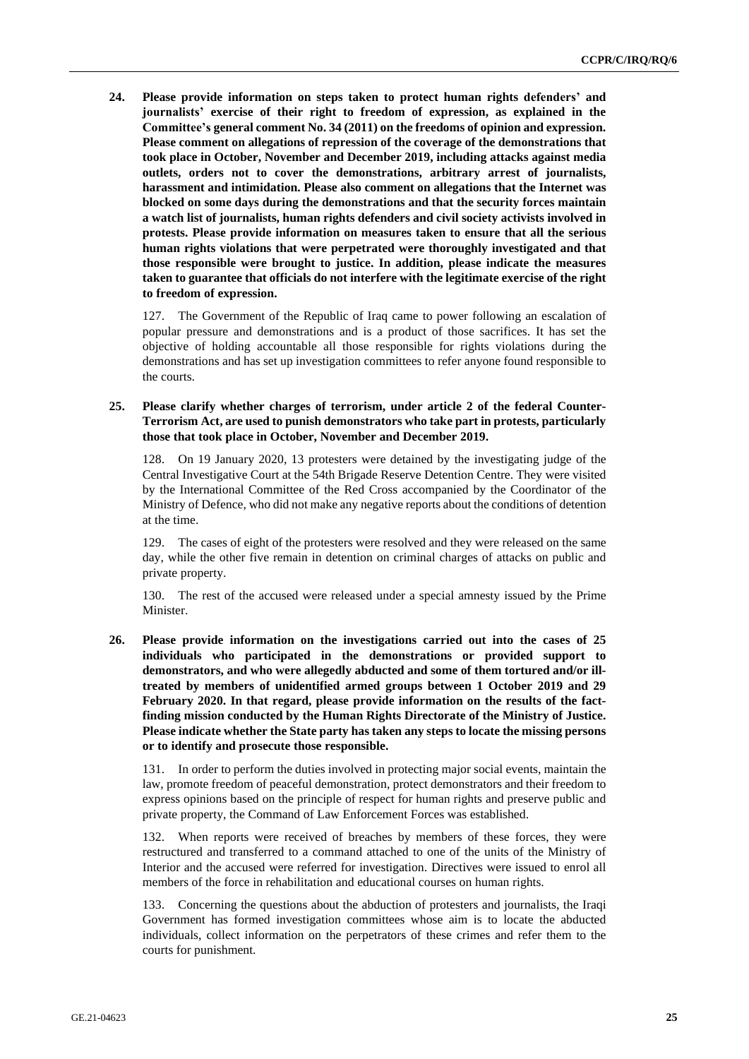**24. Please provide information on steps taken to protect human rights defenders' and journalists' exercise of their right to freedom of expression, as explained in the Committee's general comment No. 34 (2011) on the freedoms of opinion and expression. Please comment on allegations of repression of the coverage of the demonstrations that took place in October, November and December 2019, including attacks against media outlets, orders not to cover the demonstrations, arbitrary arrest of journalists, harassment and intimidation. Please also comment on allegations that the Internet was blocked on some days during the demonstrations and that the security forces maintain a watch list of journalists, human rights defenders and civil society activists involved in protests. Please provide information on measures taken to ensure that all the serious human rights violations that were perpetrated were thoroughly investigated and that those responsible were brought to justice. In addition, please indicate the measures taken to guarantee that officials do not interfere with the legitimate exercise of the right to freedom of expression.**

127. The Government of the Republic of Iraq came to power following an escalation of popular pressure and demonstrations and is a product of those sacrifices. It has set the objective of holding accountable all those responsible for rights violations during the demonstrations and has set up investigation committees to refer anyone found responsible to the courts.

**25. Please clarify whether charges of terrorism, under article 2 of the federal Counter-Terrorism Act, are used to punish demonstrators who take part in protests, particularly those that took place in October, November and December 2019.**

128. On 19 January 2020, 13 protesters were detained by the investigating judge of the Central Investigative Court at the 54th Brigade Reserve Detention Centre. They were visited by the International Committee of the Red Cross accompanied by the Coordinator of the Ministry of Defence, who did not make any negative reports about the conditions of detention at the time.

129. The cases of eight of the protesters were resolved and they were released on the same day, while the other five remain in detention on criminal charges of attacks on public and private property.

130. The rest of the accused were released under a special amnesty issued by the Prime Minister.

**26. Please provide information on the investigations carried out into the cases of 25 individuals who participated in the demonstrations or provided support to demonstrators, and who were allegedly abducted and some of them tortured and/or ill-treated by members of unidentified armed groups between 1 October 2019 and 29 February 2020. In that regard, please provide information on the results of the fact-finding mission conducted by the Human Rights Directorate of the Ministry of Justice. Please indicate whether the State party has taken any steps to locate the missing persons or to identify and prosecute those responsible.**

131. In order to perform the duties involved in protecting major social events, maintain the law, promote freedom of peaceful demonstration, protect demonstrators and their freedom to express opinions based on the principle of respect for human rights and preserve public and private property, the Command of Law Enforcement Forces was established.

132. When reports were received of breaches by members of these forces, they were restructured and transferred to a command attached to one of the units of the Ministry of Interior and the accused were referred for investigation. Directives were issued to enrol all members of the force in rehabilitation and educational courses on human rights.

133. Concerning the questions about the abduction of protesters and journalists, the Iraqi Government has formed investigation committees whose aim is to locate the abducted individuals, collect information on the perpetrators of these crimes and refer them to the courts for punishment.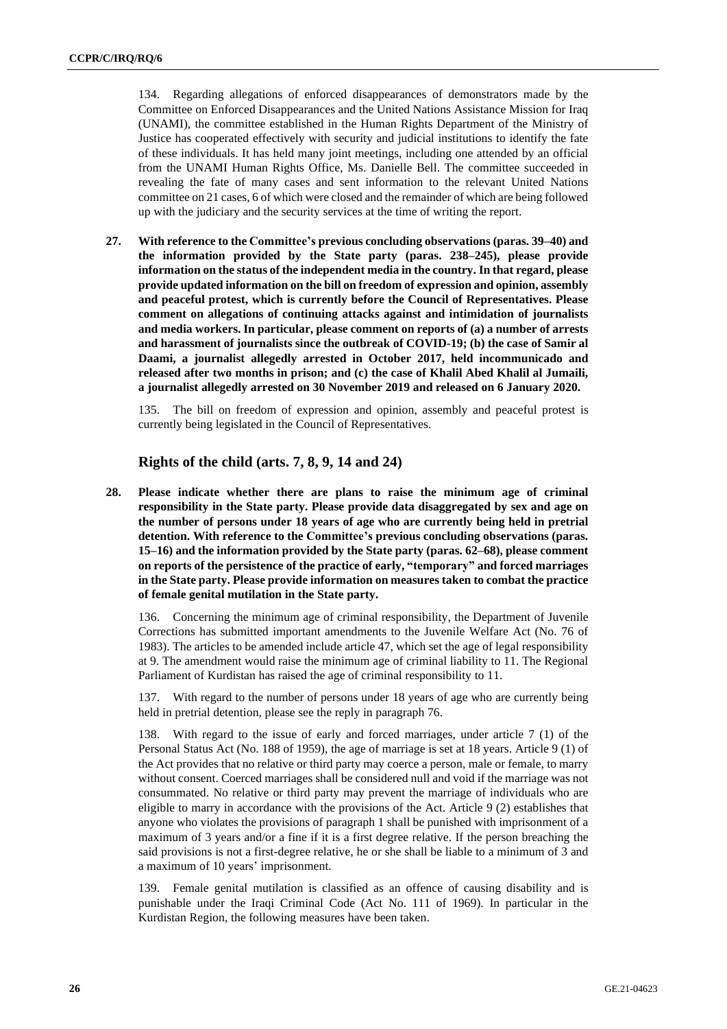134. Regarding allegations of enforced disappearances of demonstrators made by the Committee on Enforced Disappearances and the United Nations Assistance Mission for Iraq (UNAMI), the committee established in the Human Rights Department of the Ministry of Justice has cooperated effectively with security and judicial institutions to identify the fate of these individuals. It has held many joint meetings, including one attended by an official from the UNAMI Human Rights Office, Ms. Danielle Bell. The committee succeeded in revealing the fate of many cases and sent information to the relevant United Nations committee on 21 cases, 6 of which were closed and the remainder of which are being followed up with the judiciary and the security services at the time of writing the report.

**27. With reference to the Committee's previous concluding observations (paras. 39–40) and the information provided by the State party (paras. 238–245), please provide information on the status of the independent media in the country. In that regard, please provide updated information on the bill on freedom of expression and opinion, assembly and peaceful protest, which is currently before the Council of Representatives. Please comment on allegations of continuing attacks against and intimidation of journalists and media workers. In particular, please comment on reports of (a) a number of arrests and harassment of journalists since the outbreak of COVID-19; (b) the case of Samir al Daami, a journalist allegedly arrested in October 2017, held incommunicado and released after two months in prison; and (c) the case of Khalil Abed Khalil al Jumaili, a journalist allegedly arrested on 30 November 2019 and released on 6 January 2020.**

135. The bill on freedom of expression and opinion, assembly and peaceful protest is currently being legislated in the Council of Representatives.

## Rights of the child (arts. 7, 8, 9, 14 and 24)

**28. Please indicate whether there are plans to raise the minimum age of criminal responsibility in the State party. Please provide data disaggregated by sex and age on the number of persons under 18 years of age who are currently being held in pretrial detention. With reference to the Committee's previous concluding observations (paras. 15–16) and the information provided by the State party (paras. 62–68), please comment on reports of the persistence of the practice of early, "temporary" and forced marriages in the State party. Please provide information on measures taken to combat the practice of female genital mutilation in the State party.**

136. Concerning the minimum age of criminal responsibility, the Department of Juvenile Corrections has submitted important amendments to the Juvenile Welfare Act (No. 76 of 1983). The articles to be amended include article 47, which set the age of legal responsibility at 9. The amendment would raise the minimum age of criminal liability to 11. The Regional Parliament of Kurdistan has raised the age of criminal responsibility to 11.

137. With regard to the number of persons under 18 years of age who are currently being held in pretrial detention, please see the reply in paragraph 76.

138. With regard to the issue of early and forced marriages, under article 7 (1) of the Personal Status Act (No. 188 of 1959), the age of marriage is set at 18 years. Article 9 (1) of the Act provides that no relative or third party may coerce a person, male or female, to marry without consent. Coerced marriages shall be considered null and void if the marriage was not consummated. No relative or third party may prevent the marriage of individuals who are eligible to marry in accordance with the provisions of the Act. Article 9 (2) establishes that anyone who violates the provisions of paragraph 1 shall be punished with imprisonment of a maximum of 3 years and/or a fine if it is a first degree relative. If the person breaching the said provisions is not a first-degree relative, he or she shall be liable to a minimum of 3 and a maximum of 10 years' imprisonment.

139. Female genital mutilation is classified as an offence of causing disability and is punishable under the Iraqi Criminal Code (Act No. 111 of 1969). In particular in the Kurdistan Region, the following measures have been taken.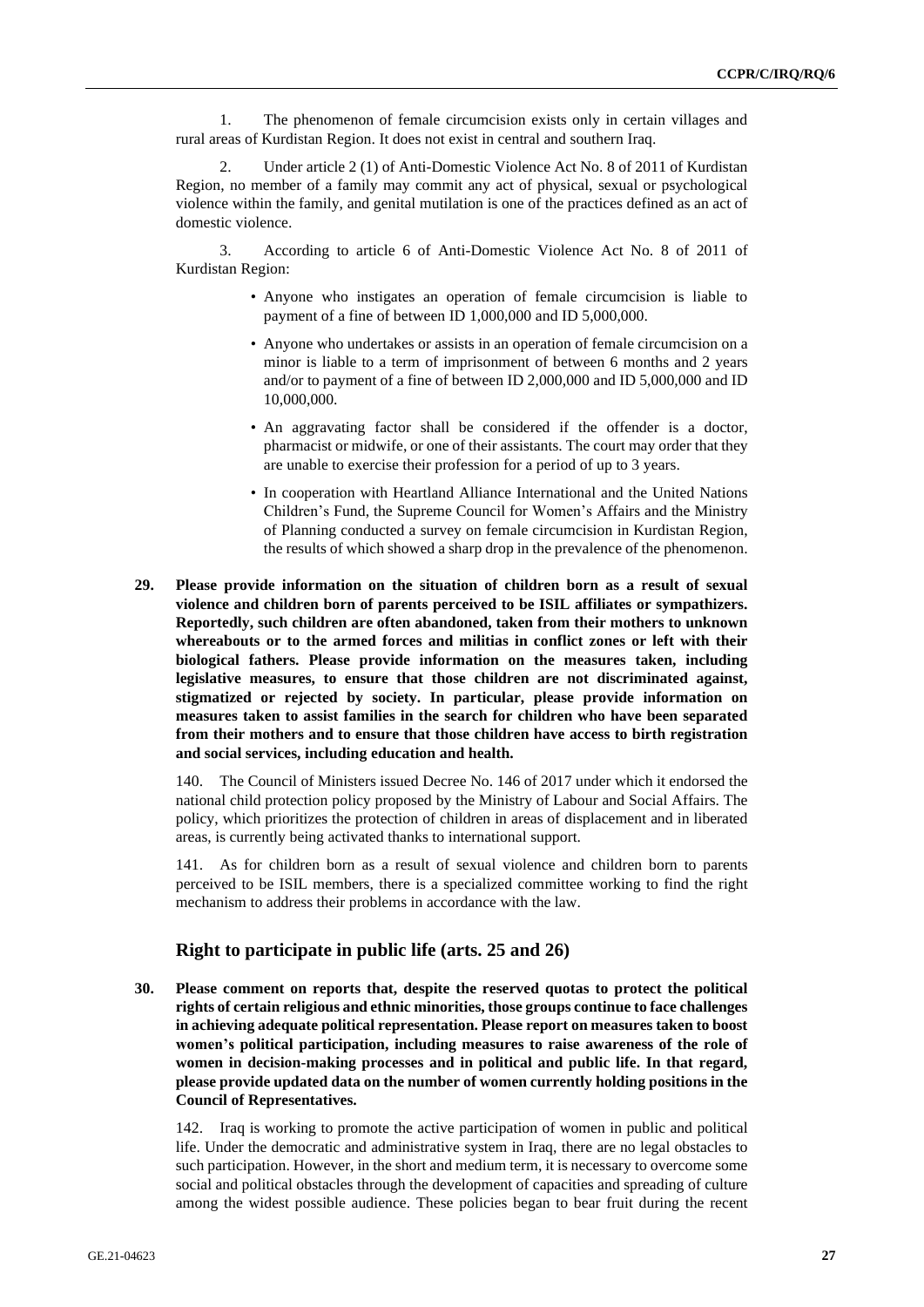1. The phenomenon of female circumcision exists only in certain villages and rural areas of Kurdistan Region. It does not exist in central and southern Iraq.

2. Under article 2 (1) of Anti-Domestic Violence Act No. 8 of 2011 of Kurdistan Region, no member of a family may commit any act of physical, sexual or psychological violence within the family, and genital mutilation is one of the practices defined as an act of domestic violence.

3. According to article 6 of Anti-Domestic Violence Act No. 8 of 2011 of Kurdistan Region:

- Anyone who instigates an operation of female circumcision is liable to payment of a fine of between ID 1,000,000 and ID 5,000,000.
- Anyone who undertakes or assists in an operation of female circumcision on a minor is liable to a term of imprisonment of between 6 months and 2 years and/or to payment of a fine of between ID 2,000,000 and ID 5,000,000 and ID 10,000,000.
- An aggravating factor shall be considered if the offender is a doctor, pharmacist or midwife, or one of their assistants. The court may order that they are unable to exercise their profession for a period of up to 3 years.
- In cooperation with Heartland Alliance International and the United Nations Children's Fund, the Supreme Council for Women's Affairs and the Ministry of Planning conducted a survey on female circumcision in Kurdistan Region, the results of which showed a sharp drop in the prevalence of the phenomenon.

**29. Please provide information on the situation of children born as a result of sexual violence and children born of parents perceived to be ISIL affiliates or sympathizers. Reportedly, such children are often abandoned, taken from their mothers to unknown whereabouts or to the armed forces and militias in conflict zones or left with their biological fathers. Please provide information on the measures taken, including legislative measures, to ensure that those children are not discriminated against, stigmatized or rejected by society. In particular, please provide information on measures taken to assist families in the search for children who have been separated from their mothers and to ensure that those children have access to birth registration and social services, including education and health.**

140. The Council of Ministers issued Decree No. 146 of 2017 under which it endorsed the national child protection policy proposed by the Ministry of Labour and Social Affairs. The policy, which prioritizes the protection of children in areas of displacement and in liberated areas, is currently being activated thanks to international support.

141. As for children born as a result of sexual violence and children born to parents perceived to be ISIL members, there is a specialized committee working to find the right mechanism to address their problems in accordance with the law.

## Right to participate in public life (arts. 25 and 26)

**30. Please comment on reports that, despite the reserved quotas to protect the political rights of certain religious and ethnic minorities, those groups continue to face challenges in achieving adequate political representation. Please report on measures taken to boost women's political participation, including measures to raise awareness of the role of women in decision-making processes and in political and public life. In that regard, please provide updated data on the number of women currently holding positions in the Council of Representatives.**

142. Iraq is working to promote the active participation of women in public and political life. Under the democratic and administrative system in Iraq, there are no legal obstacles to such participation. However, in the short and medium term, it is necessary to overcome some social and political obstacles through the development of capacities and spreading of culture among the widest possible audience. These policies began to bear fruit during the recent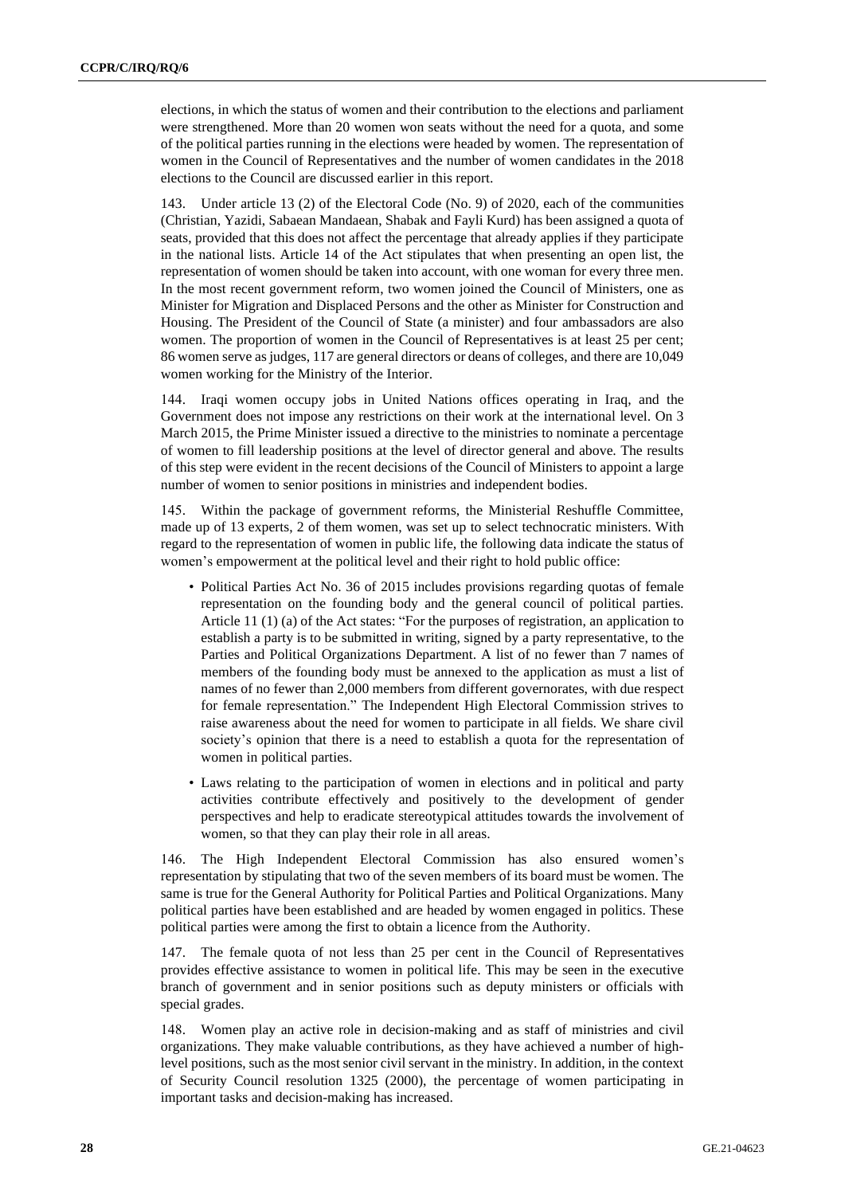elections, in which the status of women and their contribution to the elections and parliament were strengthened. More than 20 women won seats without the need for a quota, and some of the political parties running in the elections were headed by women. The representation of women in the Council of Representatives and the number of women candidates in the 2018 elections to the Council are discussed earlier in this report.

143. Under article 13 (2) of the Electoral Code (No. 9) of 2020, each of the communities (Christian, Yazidi, Sabaean Mandaean, Shabak and Fayli Kurd) has been assigned a quota of seats, provided that this does not affect the percentage that already applies if they participate in the national lists. Article 14 of the Act stipulates that when presenting an open list, the representation of women should be taken into account, with one woman for every three men. In the most recent government reform, two women joined the Council of Ministers, one as Minister for Migration and Displaced Persons and the other as Minister for Construction and Housing. The President of the Council of State (a minister) and four ambassadors are also women. The proportion of women in the Council of Representatives is at least 25 per cent; 86 women serve as judges, 117 are general directors or deans of colleges, and there are 10,049 women working for the Ministry of the Interior.

144. Iraqi women occupy jobs in United Nations offices operating in Iraq, and the Government does not impose any restrictions on their work at the international level. On 3 March 2015, the Prime Minister issued a directive to the ministries to nominate a percentage of women to fill leadership positions at the level of director general and above. The results of this step were evident in the recent decisions of the Council of Ministers to appoint a large number of women to senior positions in ministries and independent bodies.

145. Within the package of government reforms, the Ministerial Reshuffle Committee, made up of 13 experts, 2 of them women, was set up to select technocratic ministers. With regard to the representation of women in public life, the following data indicate the status of women's empowerment at the political level and their right to hold public office:

- Political Parties Act No. 36 of 2015 includes provisions regarding quotas of female representation on the founding body and the general council of political parties. Article 11 (1) (a) of the Act states: "For the purposes of registration, an application to establish a party is to be submitted in writing, signed by a party representative, to the Parties and Political Organizations Department. A list of no fewer than 7 names of members of the founding body must be annexed to the application as must a list of names of no fewer than 2,000 members from different governorates, with due respect for female representation." The Independent High Electoral Commission strives to raise awareness about the need for women to participate in all fields. We share civil society's opinion that there is a need to establish a quota for the representation of women in political parties.
- Laws relating to the participation of women in elections and in political and party activities contribute effectively and positively to the development of gender perspectives and help to eradicate stereotypical attitudes towards the involvement of women, so that they can play their role in all areas.

146. The High Independent Electoral Commission has also ensured women's representation by stipulating that two of the seven members of its board must be women. The same is true for the General Authority for Political Parties and Political Organizations. Many political parties have been established and are headed by women engaged in politics. These political parties were among the first to obtain a licence from the Authority.

147. The female quota of not less than 25 per cent in the Council of Representatives provides effective assistance to women in political life. This may be seen in the executive branch of government and in senior positions such as deputy ministers or officials with special grades.

148. Women play an active role in decision-making and as staff of ministries and civil organizations. They make valuable contributions, as they have achieved a number of high-level positions, such as the most senior civil servant in the ministry. In addition, in the context of Security Council resolution 1325 (2000), the percentage of women participating in important tasks and decision-making has increased.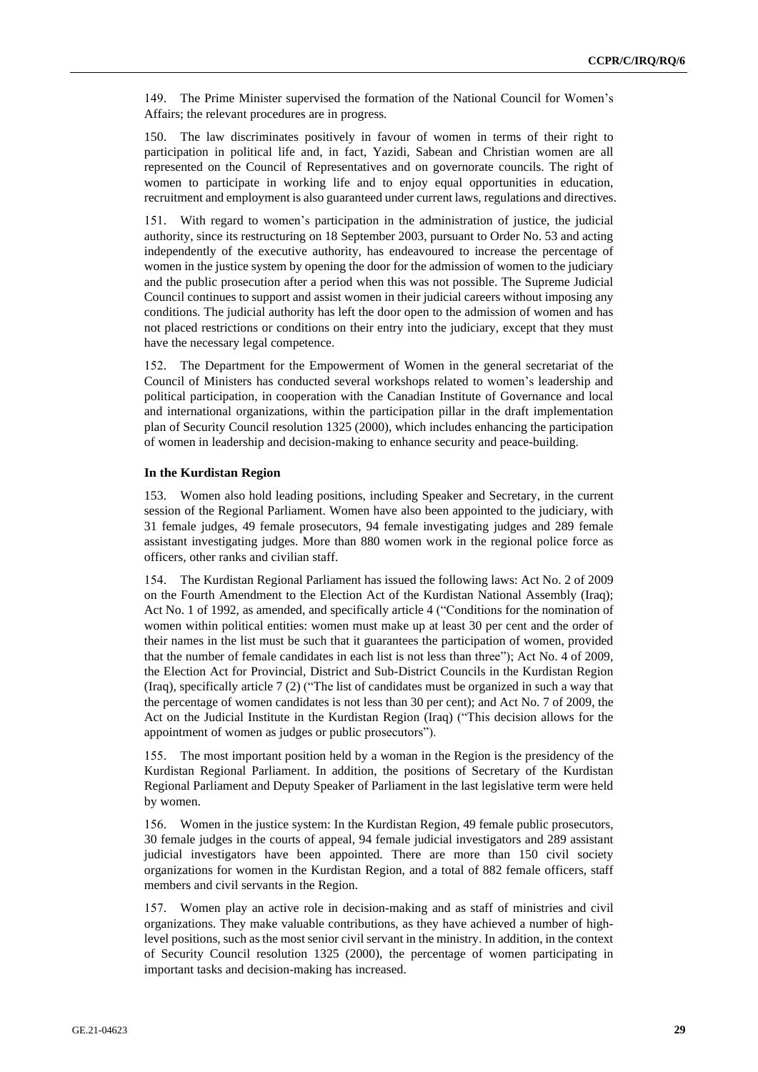149. The Prime Minister supervised the formation of the National Council for Women's Affairs; the relevant procedures are in progress.

150. The law discriminates positively in favour of women in terms of their right to participation in political life and, in fact, Yazidi, Sabean and Christian women are all represented on the Council of Representatives and on governorate councils. The right of women to participate in working life and to enjoy equal opportunities in education, recruitment and employment is also guaranteed under current laws, regulations and directives.

151. With regard to women's participation in the administration of justice, the judicial authority, since its restructuring on 18 September 2003, pursuant to Order No. 53 and acting independently of the executive authority, has endeavoured to increase the percentage of women in the justice system by opening the door for the admission of women to the judiciary and the public prosecution after a period when this was not possible. The Supreme Judicial Council continues to support and assist women in their judicial careers without imposing any conditions. The judicial authority has left the door open to the admission of women and has not placed restrictions or conditions on their entry into the judiciary, except that they must have the necessary legal competence.

152. The Department for the Empowerment of Women in the general secretariat of the Council of Ministers has conducted several workshops related to women's leadership and political participation, in cooperation with the Canadian Institute of Governance and local and international organizations, within the participation pillar in the draft implementation plan of Security Council resolution 1325 (2000), which includes enhancing the participation of women in leadership and decision-making to enhance security and peace-building.

**In the Kurdistan Region**

153. Women also hold leading positions, including Speaker and Secretary, in the current session of the Regional Parliament. Women have also been appointed to the judiciary, with 31 female judges, 49 female prosecutors, 94 female investigating judges and 289 female assistant investigating judges. More than 880 women work in the regional police force as officers, other ranks and civilian staff.

154. The Kurdistan Regional Parliament has issued the following laws: Act No. 2 of 2009 on the Fourth Amendment to the Election Act of the Kurdistan National Assembly (Iraq); Act No. 1 of 1992, as amended, and specifically article 4 ("Conditions for the nomination of women within political entities: women must make up at least 30 per cent and the order of their names in the list must be such that it guarantees the participation of women, provided that the number of female candidates in each list is not less than three"); Act No. 4 of 2009, the Election Act for Provincial, District and Sub-District Councils in the Kurdistan Region (Iraq), specifically article 7 (2) ("The list of candidates must be organized in such a way that the percentage of women candidates is not less than 30 per cent); and Act No. 7 of 2009, the Act on the Judicial Institute in the Kurdistan Region (Iraq) ("This decision allows for the appointment of women as judges or public prosecutors").

155. The most important position held by a woman in the Region is the presidency of the Kurdistan Regional Parliament. In addition, the positions of Secretary of the Kurdistan Regional Parliament and Deputy Speaker of Parliament in the last legislative term were held by women.

156. Women in the justice system: In the Kurdistan Region, 49 female public prosecutors, 30 female judges in the courts of appeal, 94 female judicial investigators and 289 assistant judicial investigators have been appointed. There are more than 150 civil society organizations for women in the Kurdistan Region, and a total of 882 female officers, staff members and civil servants in the Region.

157. Women play an active role in decision-making and as staff of ministries and civil organizations. They make valuable contributions, as they have achieved a number of high-level positions, such as the most senior civil servant in the ministry. In addition, in the context of Security Council resolution 1325 (2000), the percentage of women participating in important tasks and decision-making has increased.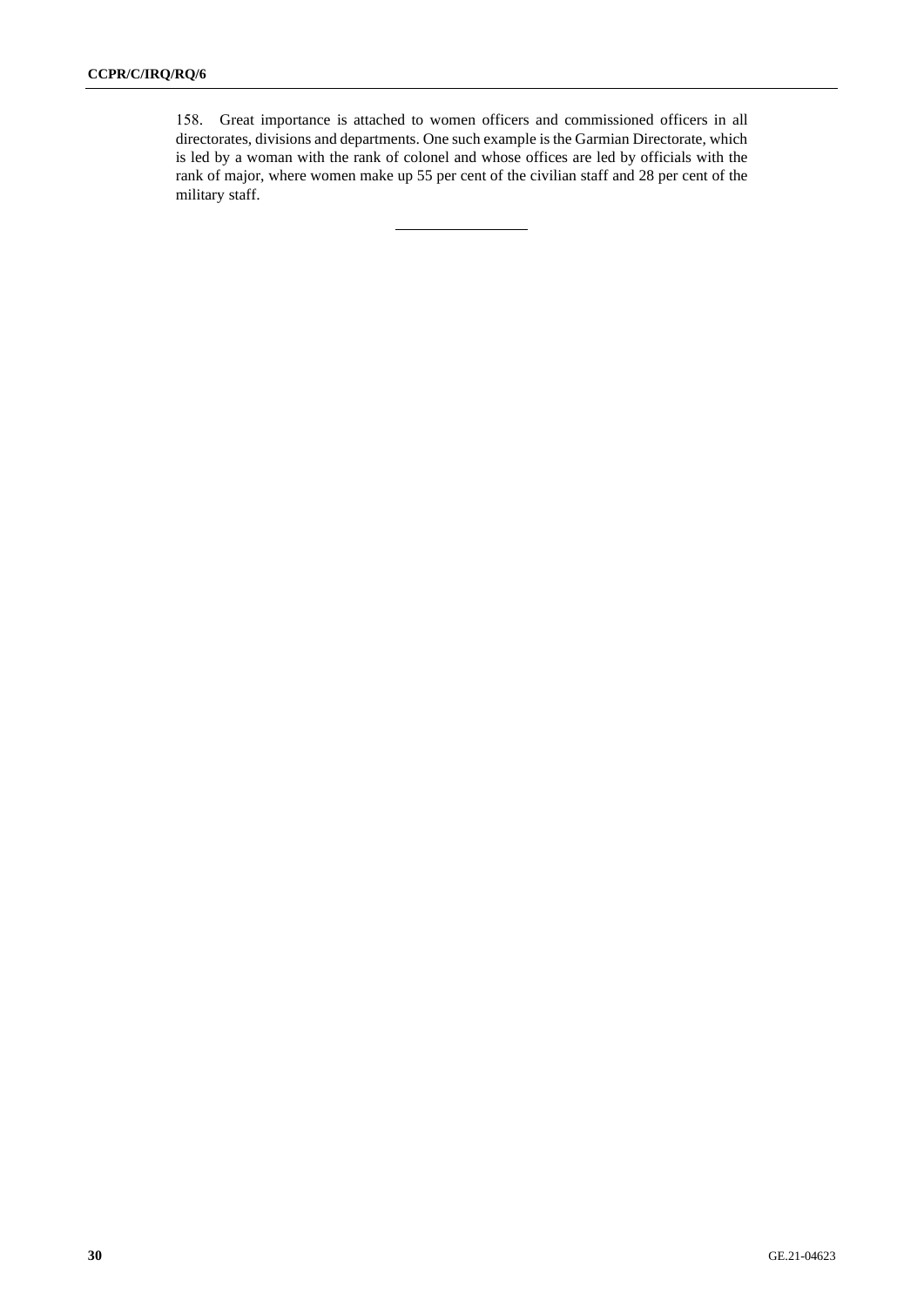158. Great importance is attached to women officers and commissioned officers in all directorates, divisions and departments. One such example is the Garmian Directorate, which is led by a woman with the rank of colonel and whose offices are led by officials with the rank of major, where women make up 55 per cent of the civilian staff and 28 per cent of the military staff.